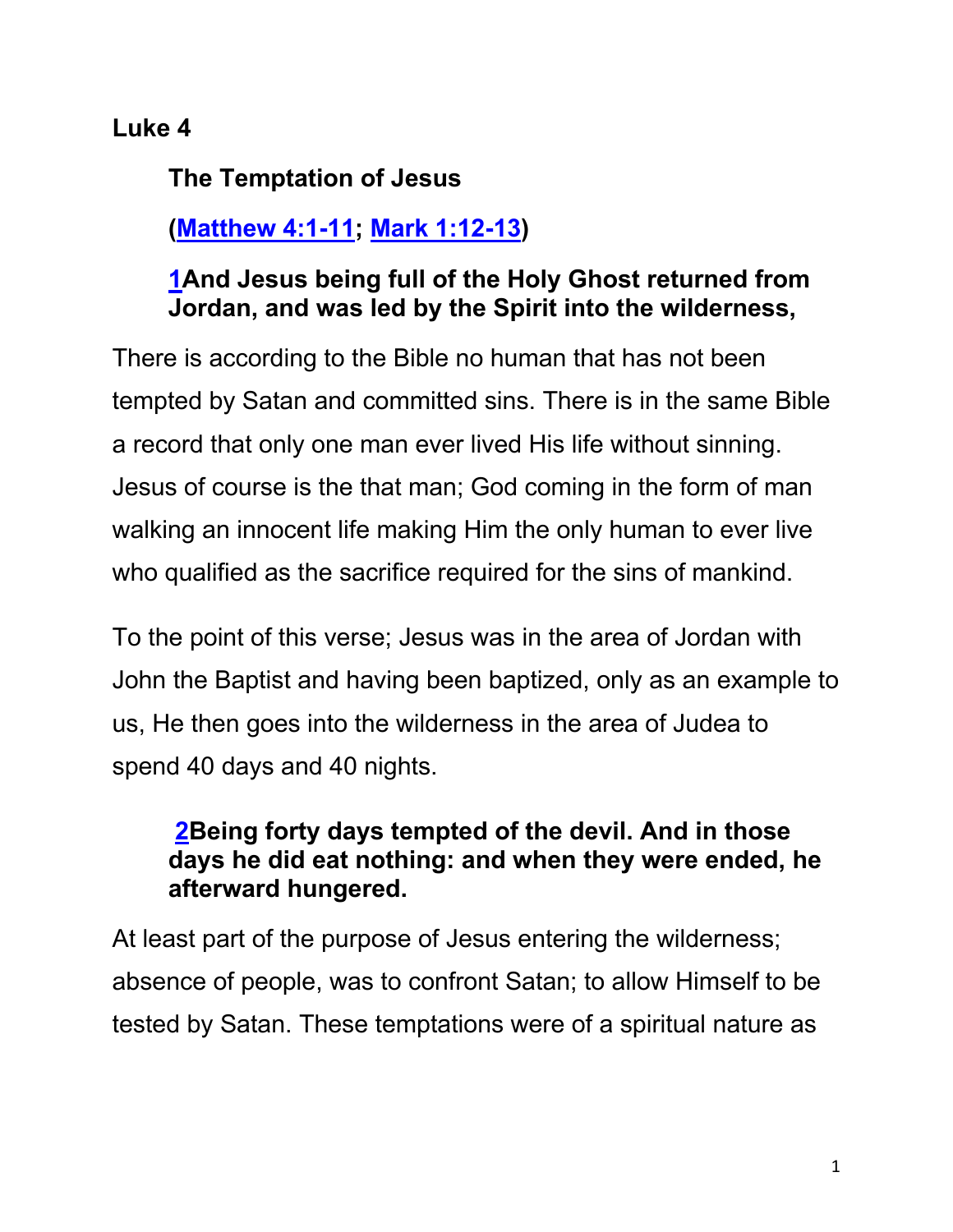**Luke 4**

**The Temptation of Jesus**

**([Matthew 4:1-11](); [Mark 1:12-13]())**

**[1]()And Jesus being full of the Holy Ghost returned from Jordan, and was led by the Spirit into the wilderness,**

There is according to the Bible no human that has not been tempted by Satan and committed sins. There is in the same Bible a record that only one man ever lived His life without sinning. Jesus of course is the that man; God coming in the form of man walking an innocent life making Him the only human to ever live who qualified as the sacrifice required for the sins of mankind.

To the point of this verse; Jesus was in the area of Jordan with John the Baptist and having been baptized, only as an example to us, He then goes into the wilderness in the area of Judea to spend 40 days and 40 nights.

**[2]()Being forty days tempted of the devil. And in those days he did eat nothing: and when they were ended, he afterward hungered.**

At least part of the purpose of Jesus entering the wilderness; absence of people, was to confront Satan; to allow Himself to be tested by Satan. These temptations were of a spiritual nature as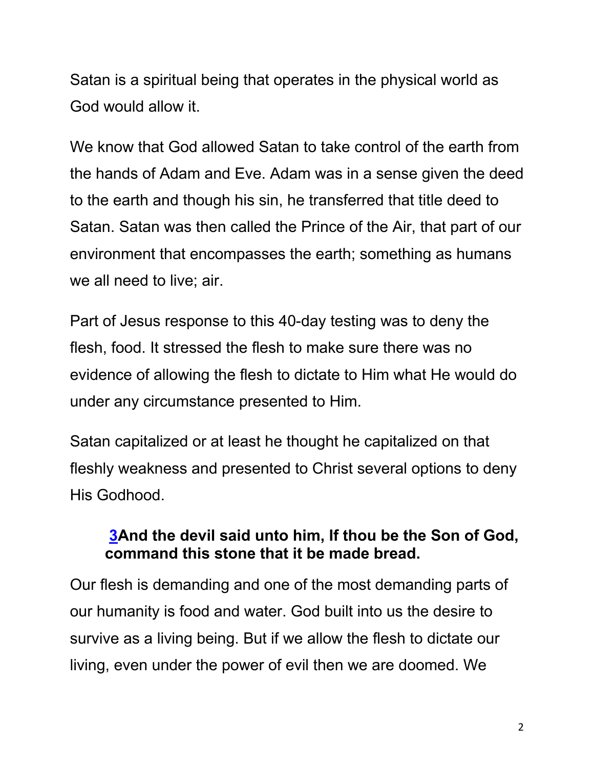Satan is a spiritual being that operates in the physical world as God would allow it.

We know that God allowed Satan to take control of the earth from the hands of Adam and Eve. Adam was in a sense given the deed to the earth and though his sin, he transferred that title deed to Satan. Satan was then called the Prince of the Air, that part of our environment that encompasses the earth; something as humans we all need to live; air.

Part of Jesus response to this 40-day testing was to deny the flesh, food. It stressed the flesh to make sure there was no evidence of allowing the flesh to dictate to Him what He would do under any circumstance presented to Him.

Satan capitalized or at least he thought he capitalized on that fleshly weakness and presented to Christ several options to deny His Godhood.

> **3And the devil said unto him, If thou be the Son of God, command this stone that it be made bread.**

Our flesh is demanding and one of the most demanding parts of our humanity is food and water. God built into us the desire to survive as a living being. But if we allow the flesh to dictate our living, even under the power of evil then we are doomed. We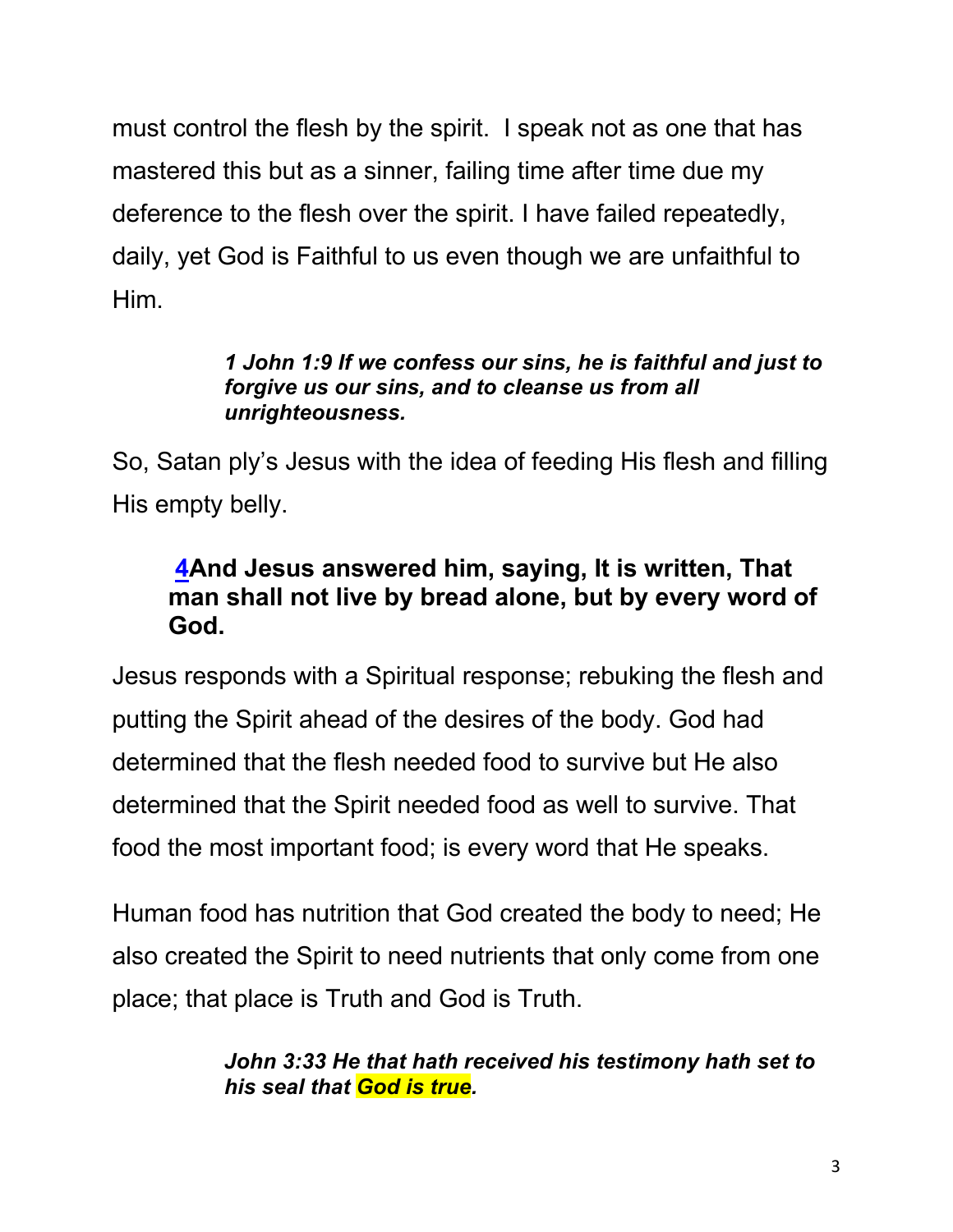must control the flesh by the spirit. I speak not as one that has mastered this but as a sinner, failing time after time due my deference to the flesh over the spirit. I have failed repeatedly, daily, yet God is Faithful to us even though we are unfaithful to Him.

> ***1 John 1:9 If we confess our sins, he is faithful and just to forgive us our sins, and to cleanse us from all unrighteousness.***

So, Satan ply's Jesus with the idea of feeding His flesh and filling His empty belly.

> **4And Jesus answered him, saying, It is written, That man shall not live by bread alone, but by every word of God.**

Jesus responds with a Spiritual response; rebuking the flesh and putting the Spirit ahead of the desires of the body. God had determined that the flesh needed food to survive but He also determined that the Spirit needed food as well to survive. That food the most important food; is every word that He speaks.

Human food has nutrition that God created the body to need; He also created the Spirit to need nutrients that only come from one place; that place is Truth and God is Truth.

> ***John 3:33 He that hath received his testimony hath set to his seal that God is true.***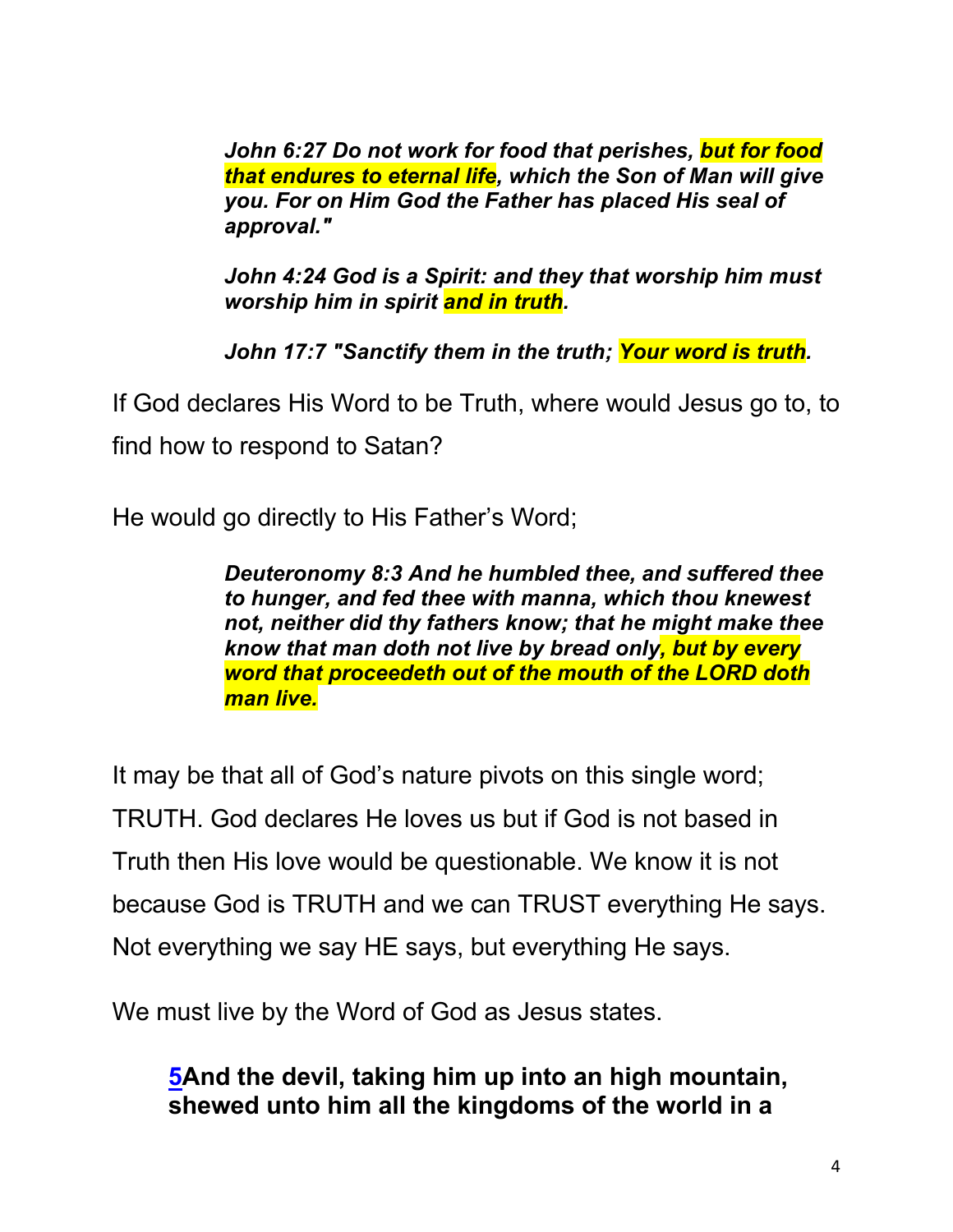***John 6:27 Do not work for food that perishes, but for food that endures to eternal life, which the Son of Man will give you. For on Him God the Father has placed His seal of approval."***

***John 4:24 God is a Spirit: and they that worship him must worship him in spirit and in truth.***

***John 17:7 "Sanctify them in the truth; Your word is truth.***

If God declares His Word to be Truth, where would Jesus go to, to find how to respond to Satan?

He would go directly to His Father's Word;

***Deuteronomy 8:3 And he humbled thee, and suffered thee to hunger, and fed thee with manna, which thou knewest not, neither did thy fathers know; that he might make thee know that man doth not live by bread only, but by every word that proceedeth out of the mouth of the LORD doth man live.***

It may be that all of God's nature pivots on this single word; TRUTH. God declares He loves us but if God is not based in Truth then His love would be questionable. We know it is not because God is TRUTH and we can TRUST everything He says. Not everything we say HE says, but everything He says.

We must live by the Word of God as Jesus states.

**5And the devil, taking him up into an high mountain, shewed unto him all the kingdoms of the world in a**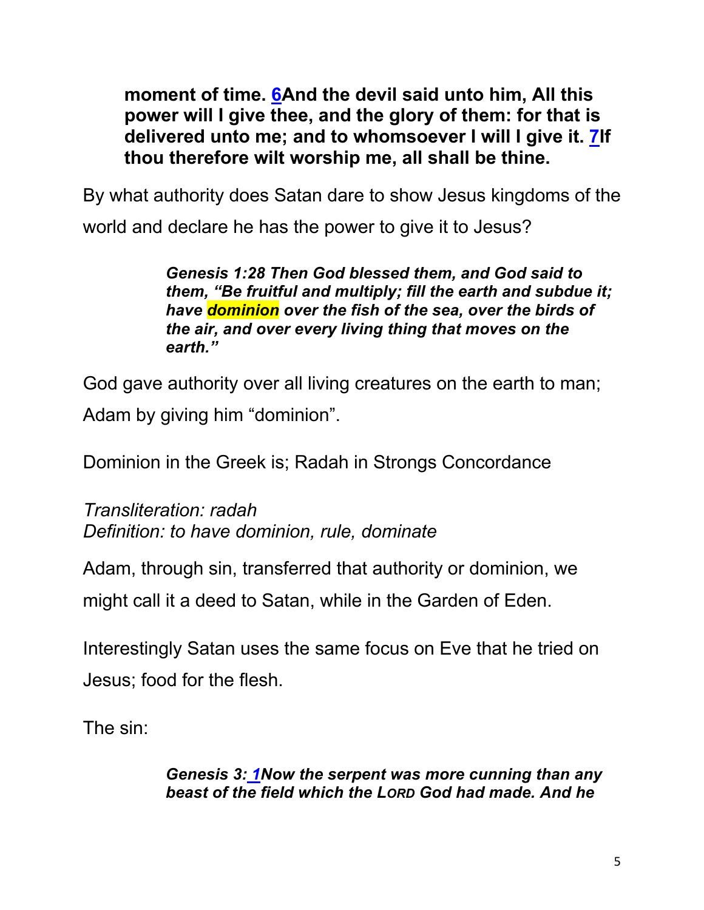**moment of time. 6And the devil said unto him, All this power will I give thee, and the glory of them: for that is delivered unto me; and to whomsoever I will I give it. 7If thou therefore wilt worship me, all shall be thine.**

By what authority does Satan dare to show Jesus kingdoms of the world and declare he has the power to give it to Jesus?

> ***Genesis 1:28 Then God blessed them, and God said to them, "Be fruitful and multiply; fill the earth and subdue it; have dominion over the fish of the sea, over the birds of the air, and over every living thing that moves on the earth."***

God gave authority over all living creatures on the earth to man; Adam by giving him "dominion".

Dominion in the Greek is; Radah in Strongs Concordance

*Transliteration: radah*
*Definition: to have dominion, rule, dominate*

Adam, through sin, transferred that authority or dominion, we might call it a deed to Satan, while in the Garden of Eden.

Interestingly Satan uses the same focus on Eve that he tried on Jesus; food for the flesh.

The sin:

> ***Genesis 3: 1Now the serpent was more cunning than any beast of the field which the LORD God had made. And he***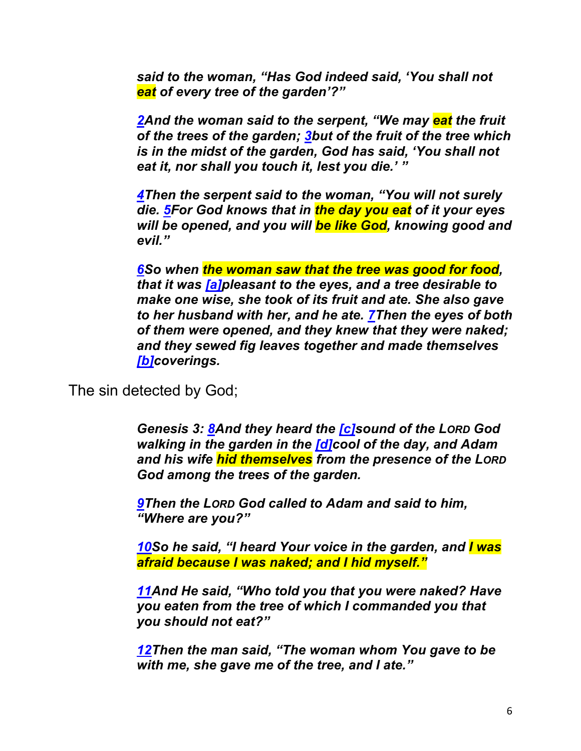***said to the woman, "Has God indeed said, 'You shall not eat of every tree of the garden'?"***

***2And the woman said to the serpent, "We may eat the fruit of the trees of the garden; 3but of the fruit of the tree which is in the midst of the garden, God has said, 'You shall not eat it, nor shall you touch it, lest you die.' "***

***4Then the serpent said to the woman, "You will not surely die. 5For God knows that in the day you eat of it your eyes will be opened, and you will be like God, knowing good and evil."***

***6So when the woman saw that the tree was good for food, that it was [a]pleasant to the eyes, and a tree desirable to make one wise, she took of its fruit and ate. She also gave to her husband with her, and he ate. 7Then the eyes of both of them were opened, and they knew that they were naked; and they sewed fig leaves together and made themselves [b]coverings.***

The sin detected by God;

***Genesis 3: 8And they heard the [c]sound of the LORD God walking in the garden in the [d]cool of the day, and Adam and his wife hid themselves from the presence of the LORD God among the trees of the garden.***

***9Then the LORD God called to Adam and said to him, "Where are you?"***

***10So he said, "I heard Your voice in the garden, and I was afraid because I was naked; and I hid myself."***

***11And He said, "Who told you that you were naked? Have you eaten from the tree of which I commanded you that you should not eat?"***

***12Then the man said, "The woman whom You gave to be with me, she gave me of the tree, and I ate."***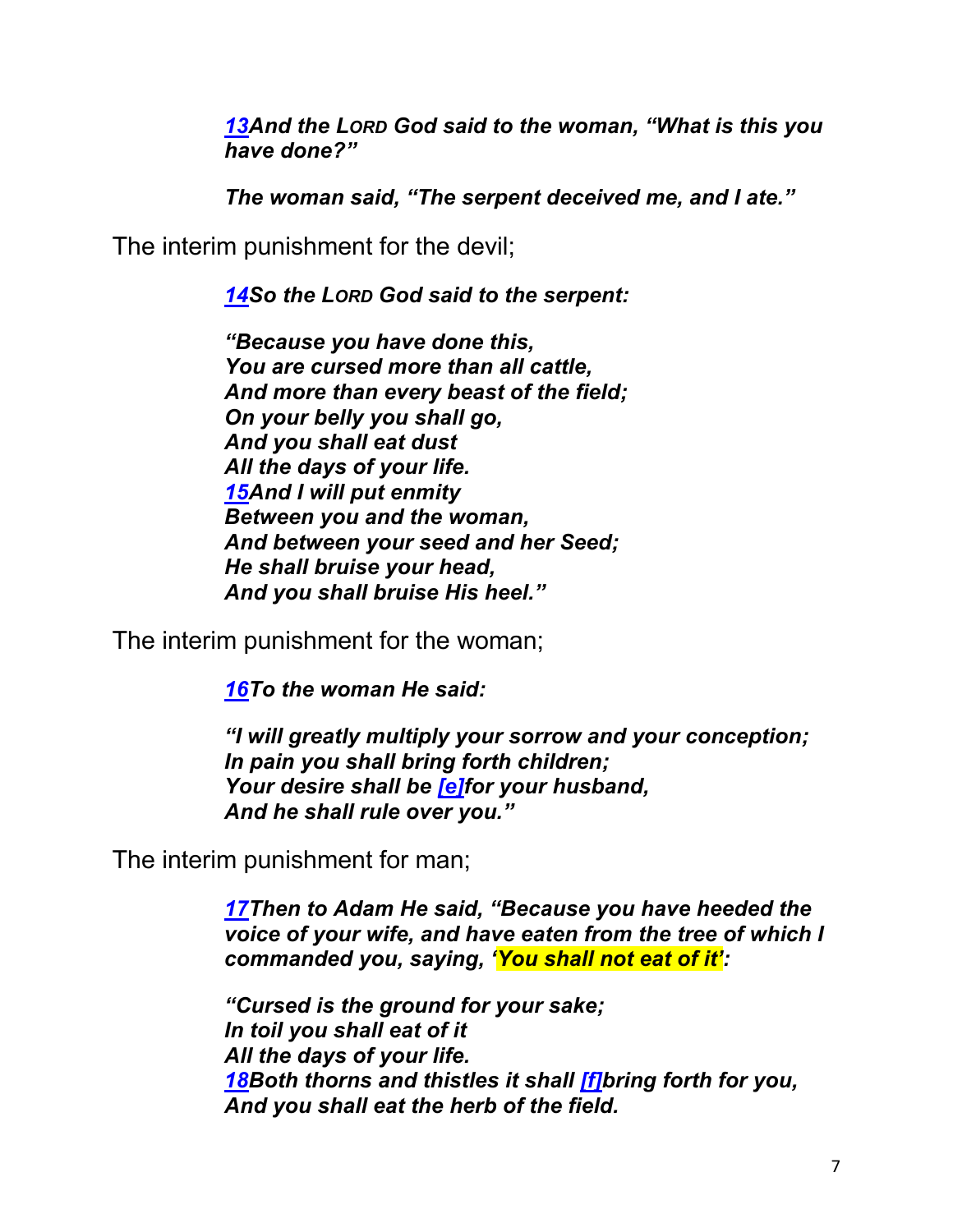***[13](#)And the LORD God said to the woman, "What is this you have done?"***

***The woman said, "The serpent deceived me, and I ate."***

The interim punishment for the devil;

***[14](#)So the LORD God said to the serpent:***

***"Because you have done this,
You are cursed more than all cattle,
And more than every beast of the field;
On your belly you shall go,
And you shall eat dust
All the days of your life.
[15](#)And I will put enmity
Between you and the woman,
And between your seed and her Seed;
He shall bruise your head,
And you shall bruise His heel."***

The interim punishment for the woman;

***[16](#)To the woman He said:***

***"I will greatly multiply your sorrow and your conception;
In pain you shall bring forth children;
Your desire shall be [e](#)for your husband,
And he shall rule over you."***

The interim punishment for man;

***[17](#)Then to Adam He said, "Because you have heeded the voice of your wife, and have eaten from the tree of which I commanded you, saying, 'You shall not eat of it':***

***"Cursed is the ground for your sake;
In toil you shall eat of it
All the days of your life.
[18](#)Both thorns and thistles it shall [f](#)bring forth for you,
And you shall eat the herb of the field.***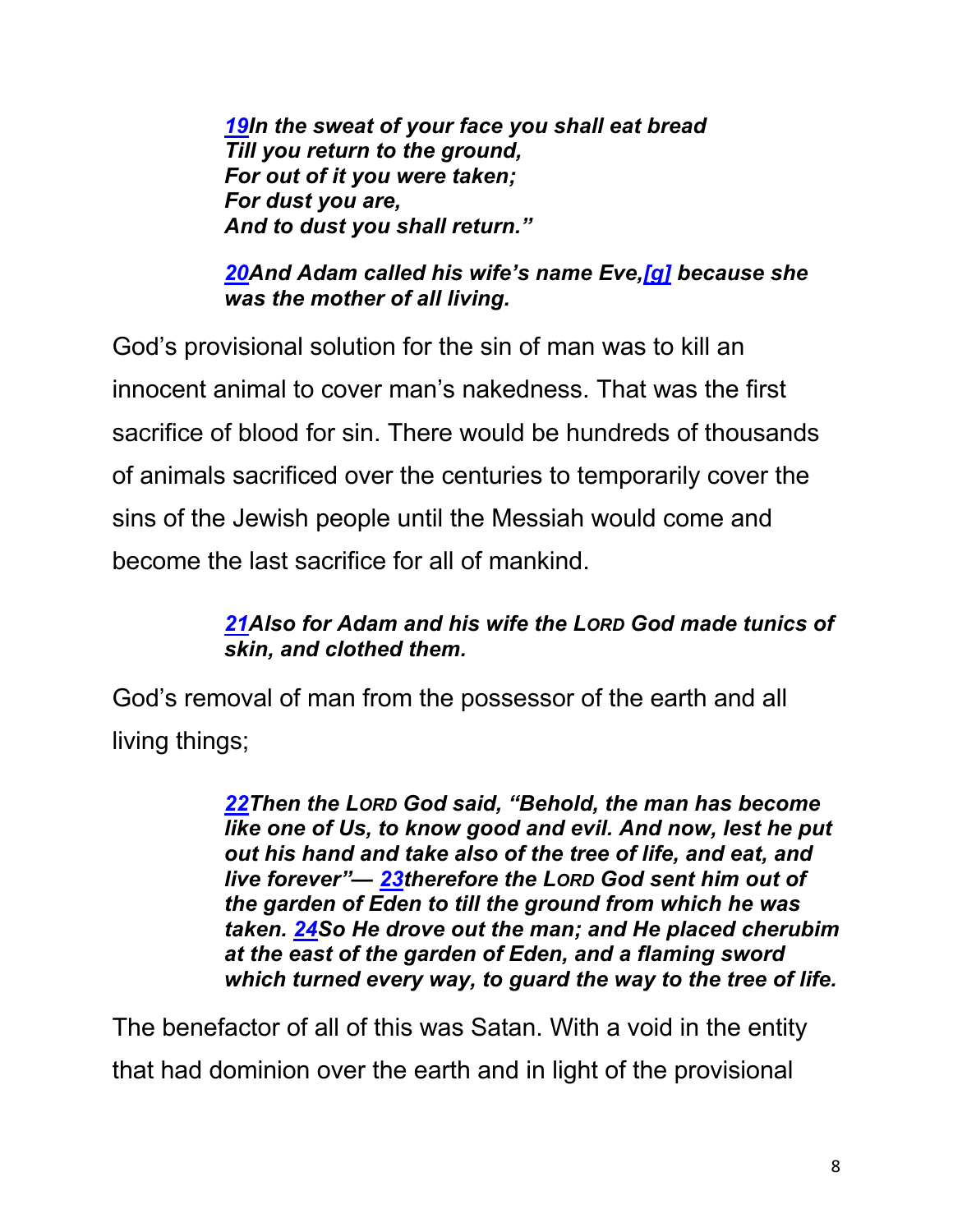> ***19In the sweat of your face you shall eat bread***
> ***Till you return to the ground,***
> ***For out of it you were taken;***
> ***For dust you are,***
> ***And to dust you shall return.”***
>
> ***20And Adam called his wife’s name Eve,[g] because she was the mother of all living.***

God’s provisional solution for the sin of man was to kill an innocent animal to cover man’s nakedness. That was the first sacrifice of blood for sin. There would be hundreds of thousands of animals sacrificed over the centuries to temporarily cover the sins of the Jewish people until the Messiah would come and become the last sacrifice for all of mankind.

> ***21Also for Adam and his wife the LORD God made tunics of skin, and clothed them.***

God’s removal of man from the possessor of the earth and all living things;

> ***22Then the LORD God said, “Behold, the man has become like one of Us, to know good and evil. And now, lest he put out his hand and take also of the tree of life, and eat, and live forever”— 23therefore the LORD God sent him out of the garden of Eden to till the ground from which he was taken. 24So He drove out the man; and He placed cherubim at the east of the garden of Eden, and a flaming sword which turned every way, to guard the way to the tree of life.***

The benefactor of all of this was Satan. With a void in the entity that had dominion over the earth and in light of the provisional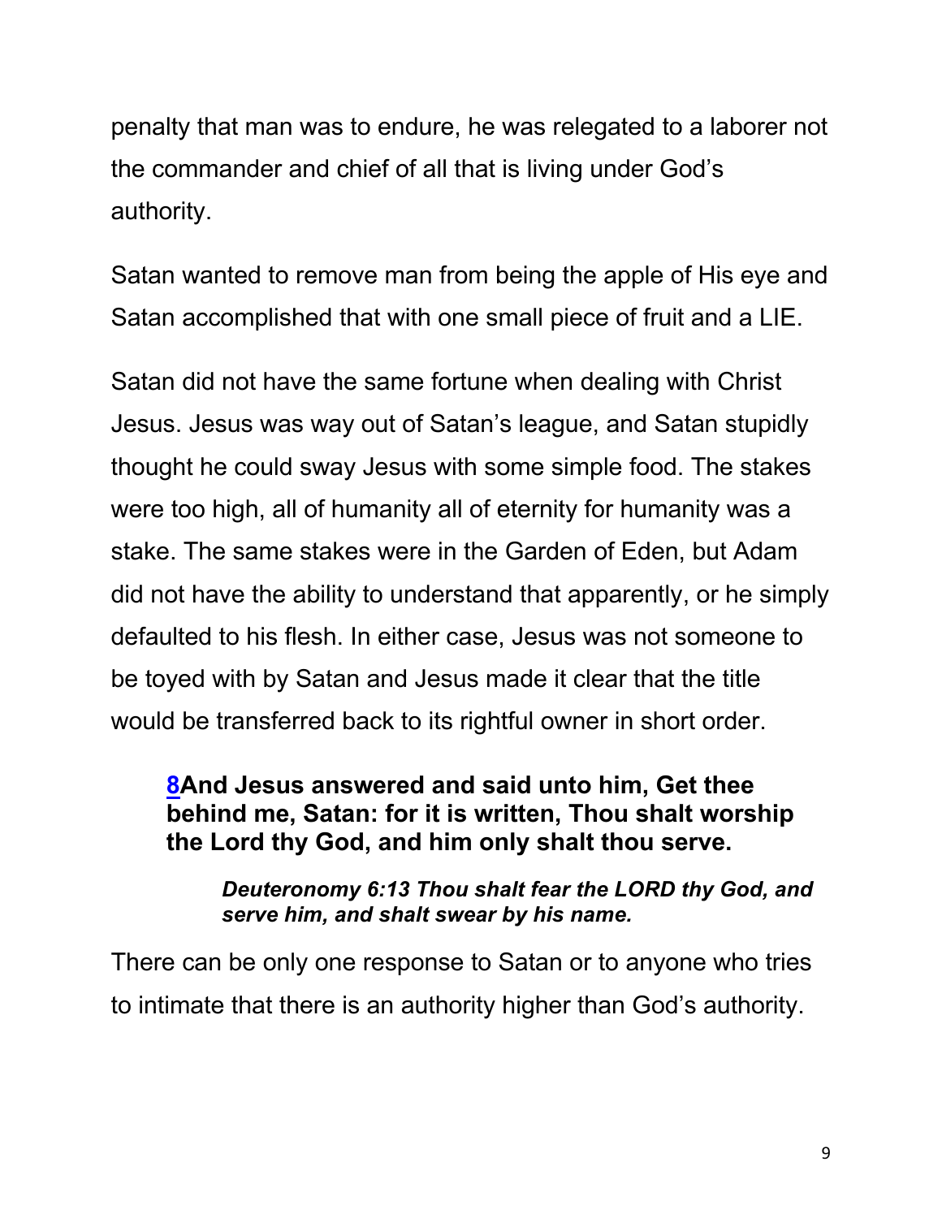penalty that man was to endure, he was relegated to a laborer not the commander and chief of all that is living under God's authority.

Satan wanted to remove man from being the apple of His eye and Satan accomplished that with one small piece of fruit and a LIE.

Satan did not have the same fortune when dealing with Christ Jesus. Jesus was way out of Satan's league, and Satan stupidly thought he could sway Jesus with some simple food. The stakes were too high, all of humanity all of eternity for humanity was a stake. The same stakes were in the Garden of Eden, but Adam did not have the ability to understand that apparently, or he simply defaulted to his flesh. In either case, Jesus was not someone to be toyed with by Satan and Jesus made it clear that the title would be transferred back to its rightful owner in short order.

> **8And Jesus answered and said unto him, Get thee behind me, Satan: for it is written, Thou shalt worship the Lord thy God, and him only shalt thou serve.**
>
> > ***Deuteronomy 6:13 Thou shalt fear the LORD thy God, and serve him, and shalt swear by his name.***

There can be only one response to Satan or to anyone who tries to intimate that there is an authority higher than God's authority.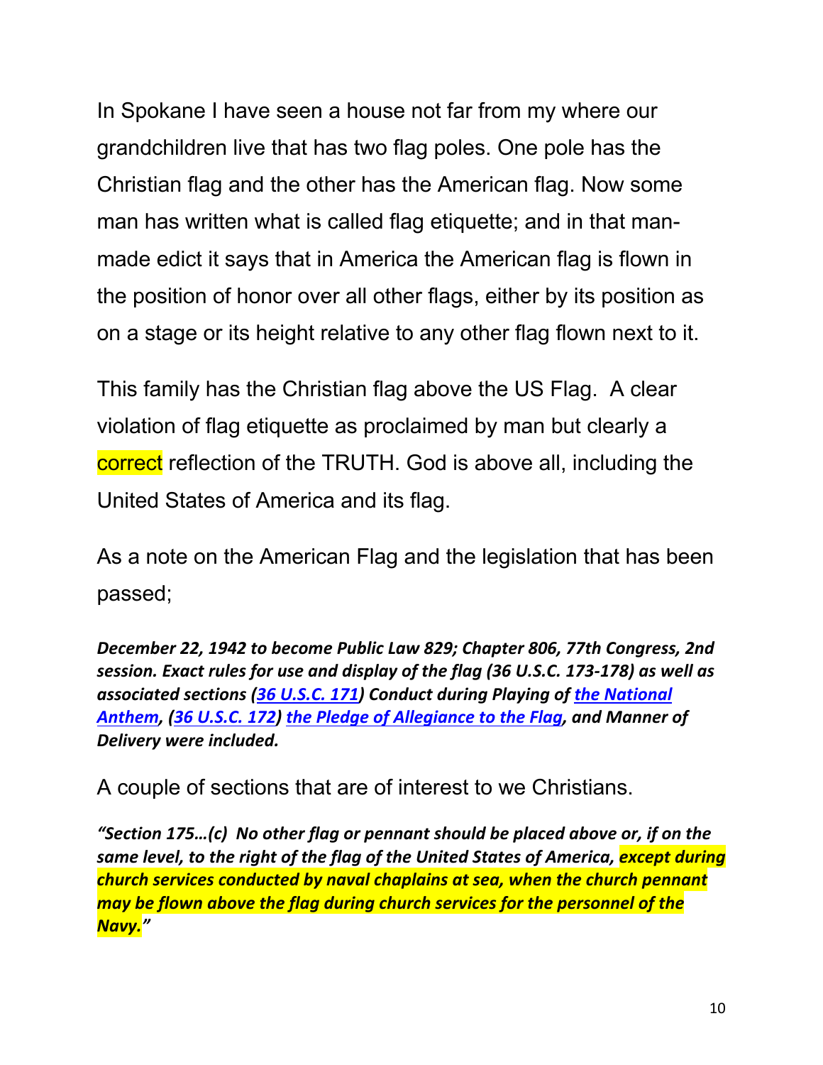In Spokane I have seen a house not far from my where our grandchildren live that has two flag poles. One pole has the Christian flag and the other has the American flag. Now some man has written what is called flag etiquette; and in that man-made edict it says that in America the American flag is flown in the position of honor over all other flags, either by its position as on a stage or its height relative to any other flag flown next to it.

This family has the Christian flag above the US Flag. A clear violation of flag etiquette as proclaimed by man but clearly a correct reflection of the TRUTH. God is above all, including the United States of America and its flag.

As a note on the American Flag and the legislation that has been passed;

***December 22, 1942 to become Public Law 829; Chapter 806, 77th Congress, 2nd session. Exact rules for use and display of the flag (36 U.S.C. 173-178) as well as associated sections (36 U.S.C. 171) Conduct during Playing of the National Anthem, (36 U.S.C. 172) the Pledge of Allegiance to the Flag, and Manner of Delivery were included.***

A couple of sections that are of interest to we Christians.

***"Section 175…(c) No other flag or pennant should be placed above or, if on the same level, to the right of the flag of the United States of America, except during church services conducted by naval chaplains at sea, when the church pennant may be flown above the flag during church services for the personnel of the Navy."***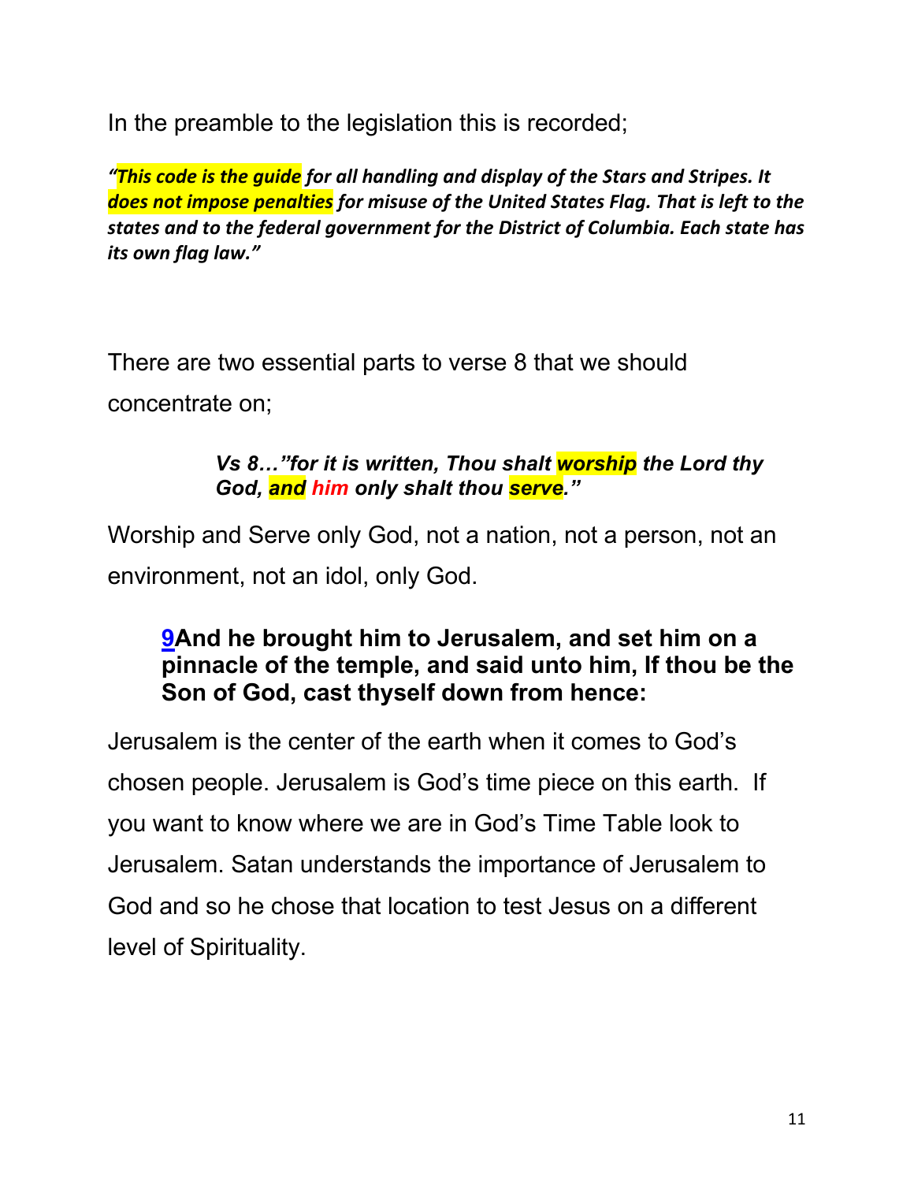In the preamble to the legislation this is recorded;

***"This code is the guide for all handling and display of the Stars and Stripes. It does not impose penalties for misuse of the United States Flag. That is left to the states and to the federal government for the District of Columbia. Each state has its own flag law."***

There are two essential parts to verse 8 that we should concentrate on;

> ***Vs 8…"for it is written, Thou shalt worship the Lord thy God, and him only shalt thou serve."***

Worship and Serve only God, not a nation, not a person, not an environment, not an idol, only God.

> **9And he brought him to Jerusalem, and set him on a pinnacle of the temple, and said unto him, If thou be the Son of God, cast thyself down from hence:**

Jerusalem is the center of the earth when it comes to God's chosen people. Jerusalem is God's time piece on this earth. If you want to know where we are in God's Time Table look to Jerusalem. Satan understands the importance of Jerusalem to God and so he chose that location to test Jesus on a different level of Spirituality.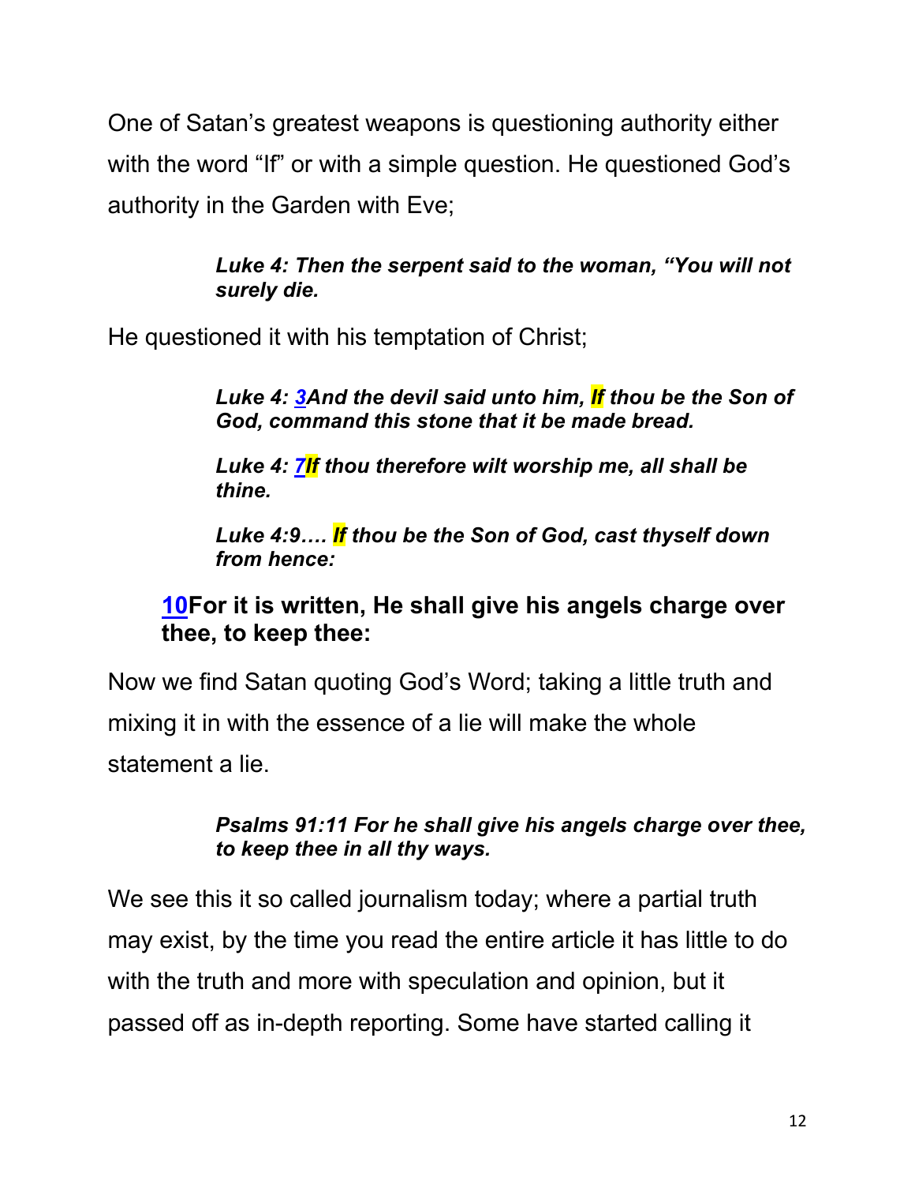One of Satan's greatest weapons is questioning authority either with the word "If" or with a simple question. He questioned God's authority in the Garden with Eve;

> ***Luke 4: Then the serpent said to the woman, "You will not surely die.***

He questioned it with his temptation of Christ;

> ***Luke 4: 3And the devil said unto him, If thou be the Son of God, command this stone that it be made bread.***
>
> ***Luke 4: 7If thou therefore wilt worship me, all shall be thine.***
>
> ***Luke 4:9…. If thou be the Son of God, cast thyself down from hence:***

**10For it is written, He shall give his angels charge over thee, to keep thee:**

Now we find Satan quoting God's Word; taking a little truth and mixing it in with the essence of a lie will make the whole statement a lie.

> ***Psalms 91:11 For he shall give his angels charge over thee, to keep thee in all thy ways.***

We see this it so called journalism today; where a partial truth may exist, by the time you read the entire article it has little to do with the truth and more with speculation and opinion, but it passed off as in-depth reporting. Some have started calling it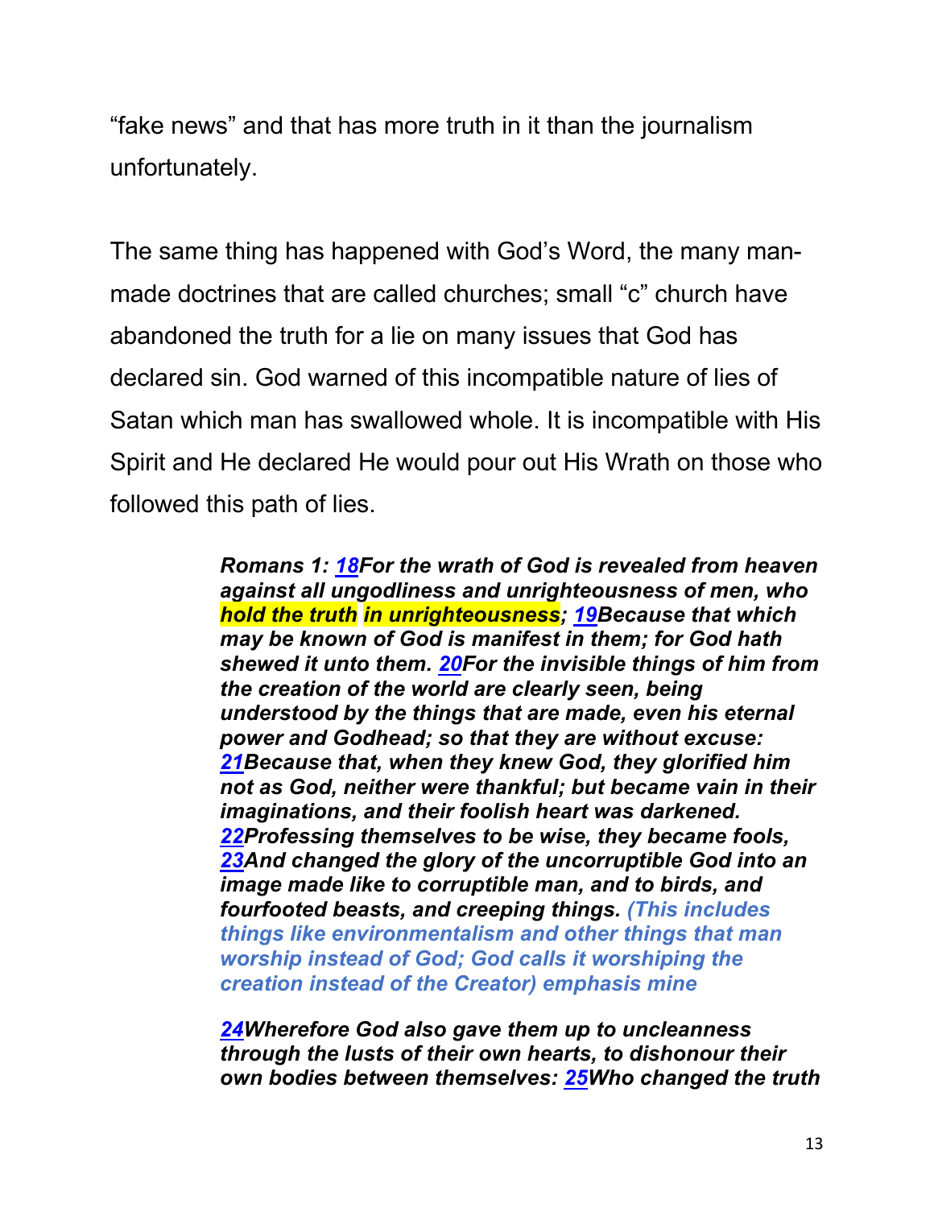"fake news" and that has more truth in it than the journalism unfortunately.

The same thing has happened with God's Word, the many man-made doctrines that are called churches; small "c" church have abandoned the truth for a lie on many issues that God has declared sin. God warned of this incompatible nature of lies of Satan which man has swallowed whole. It is incompatible with His Spirit and He declared He would pour out His Wrath on those who followed this path of lies.

> ***Romans 1: [18](#)For the wrath of God is revealed from heaven against all ungodliness and unrighteousness of men, who hold the truth in unrighteousness; [19](#)Because that which may be known of God is manifest in them; for God hath shewed it unto them. [20](#)For the invisible things of him from the creation of the world are clearly seen, being understood by the things that are made, even his eternal power and Godhead; so that they are without excuse: [21](#)Because that, when they knew God, they glorified him not as God, neither were thankful; but became vain in their imaginations, and their foolish heart was darkened. [22](#)Professing themselves to be wise, they became fools, [23](#)And changed the glory of the uncorruptible God into an image made like to corruptible man, and to birds, and fourfooted beasts, and creeping things. (This includes things like environmentalism and other things that man worship instead of God; God calls it worshiping the creation instead of the Creator) emphasis mine***
>
> ***[24](#)Wherefore God also gave them up to uncleanness through the lusts of their own hearts, to dishonour their own bodies between themselves: [25](#)Who changed the truth***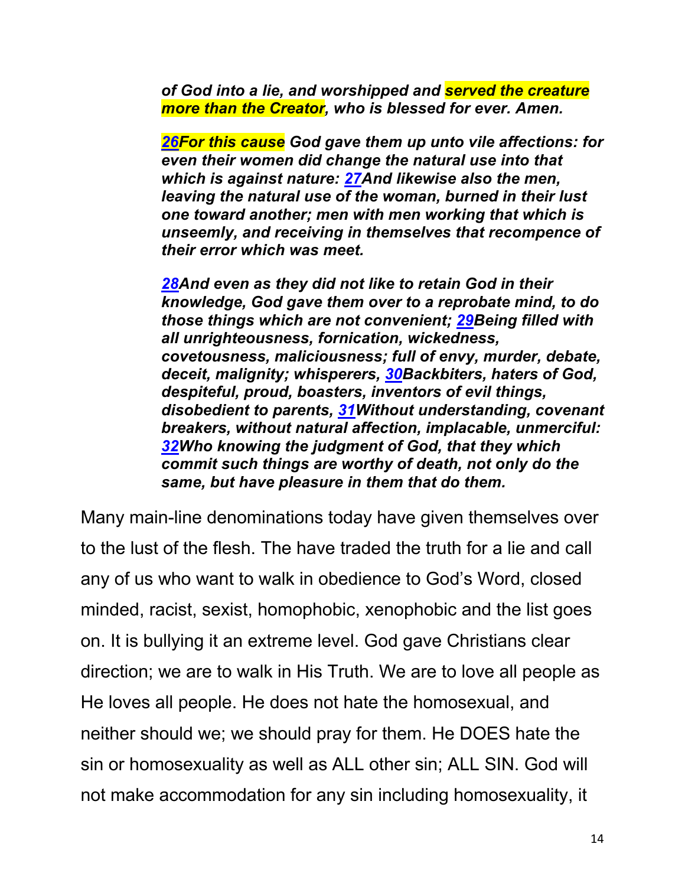***of God into a lie, and worshipped and served the creature more than the Creator, who is blessed for ever. Amen.***

***26For this cause God gave them up unto vile affections: for even their women did change the natural use into that which is against nature: 27And likewise also the men, leaving the natural use of the woman, burned in their lust one toward another; men with men working that which is unseemly, and receiving in themselves that recompence of their error which was meet.***

***28And even as they did not like to retain God in their knowledge, God gave them over to a reprobate mind, to do those things which are not convenient; 29Being filled with all unrighteousness, fornication, wickedness, covetousness, maliciousness; full of envy, murder, debate, deceit, malignity; whisperers, 30Backbiters, haters of God, despiteful, proud, boasters, inventors of evil things, disobedient to parents, 31Without understanding, covenant breakers, without natural affection, implacable, unmerciful: 32Who knowing the judgment of God, that they which commit such things are worthy of death, not only do the same, but have pleasure in them that do them.***

Many main-line denominations today have given themselves over to the lust of the flesh. The have traded the truth for a lie and call any of us who want to walk in obedience to God's Word, closed minded, racist, sexist, homophobic, xenophobic and the list goes on. It is bullying it an extreme level. God gave Christians clear direction; we are to walk in His Truth. We are to love all people as He loves all people. He does not hate the homosexual, and neither should we; we should pray for them. He DOES hate the sin or homosexuality as well as ALL other sin; ALL SIN. God will not make accommodation for any sin including homosexuality, it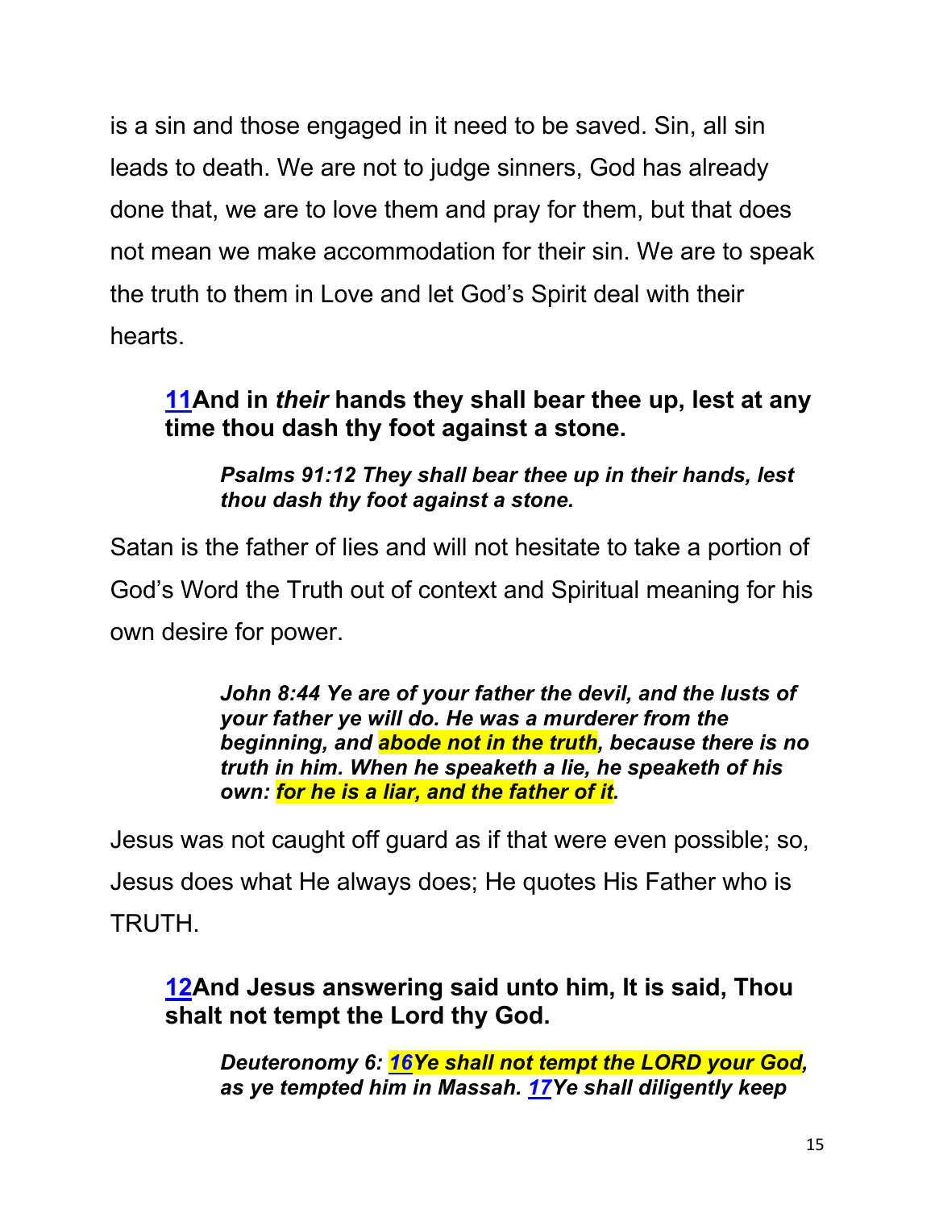is a sin and those engaged in it need to be saved. Sin, all sin leads to death. We are not to judge sinners, God has already done that, we are to love them and pray for them, but that does not mean we make accommodation for their sin. We are to speak the truth to them in Love and let God's Spirit deal with their hearts.

> **11And in *their* hands they shall bear thee up, lest at any time thou dash thy foot against a stone.**
>
> > ***Psalms 91:12 They shall bear thee up in their hands, lest thou dash thy foot against a stone.***

Satan is the father of lies and will not hesitate to take a portion of God's Word the Truth out of context and Spiritual meaning for his own desire for power.

> > ***John 8:44 Ye are of your father the devil, and the lusts of your father ye will do. He was a murderer from the beginning, and abode not in the truth, because there is no truth in him. When he speaketh a lie, he speaketh of his own: for he is a liar, and the father of it.***

Jesus was not caught off guard as if that were even possible; so, Jesus does what He always does; He quotes His Father who is TRUTH.

> **12And Jesus answering said unto him, It is said, Thou shalt not tempt the Lord thy God.**
>
> > ***Deuteronomy 6: 16Ye shall not tempt the LORD your God, as ye tempted him in Massah. 17Ye shall diligently keep***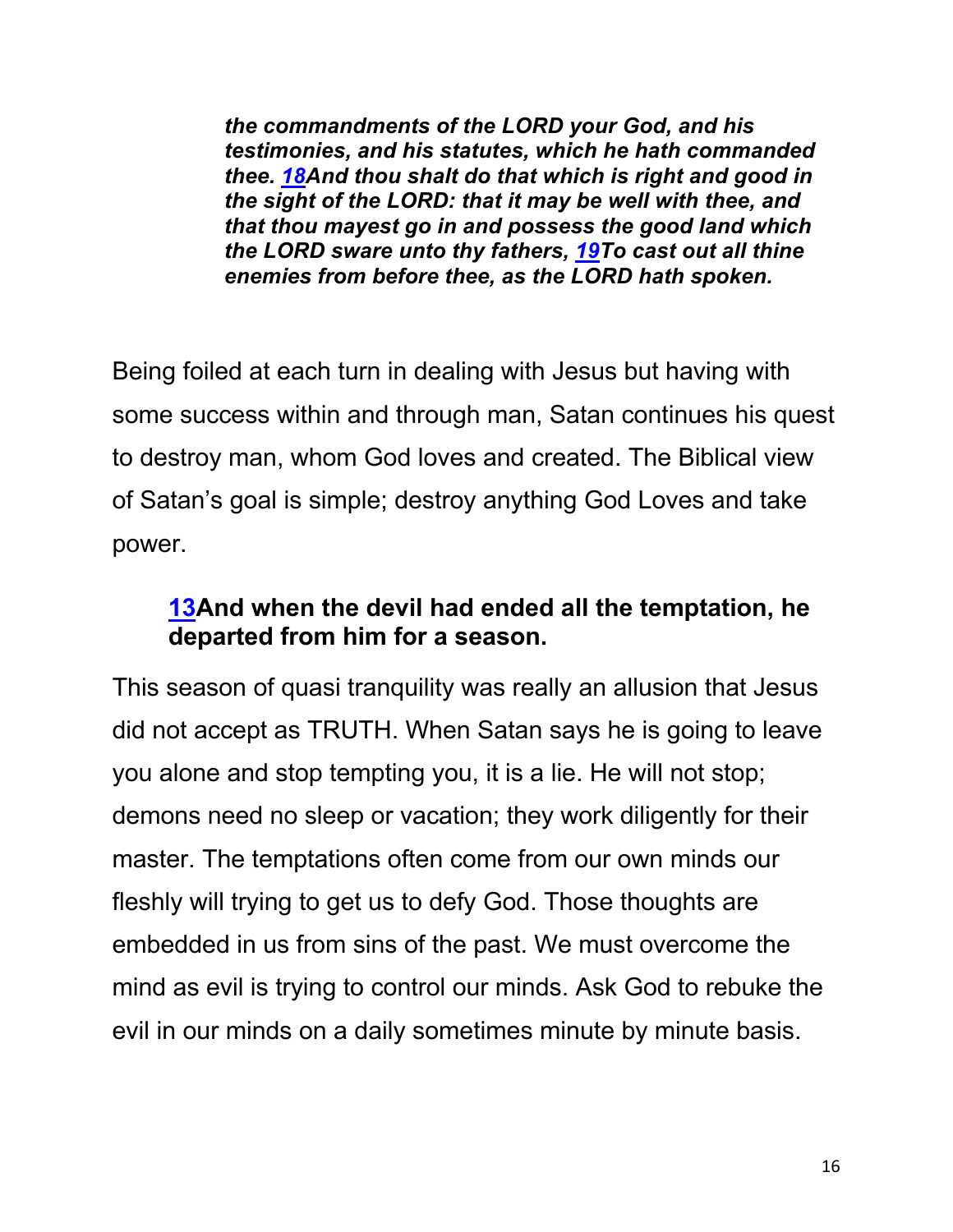> ***the commandments of the LORD your God, and his testimonies, and his statutes, which he hath commanded thee. 18And thou shalt do that which is right and good in the sight of the LORD: that it may be well with thee, and that thou mayest go in and possess the good land which the LORD sware unto thy fathers, 19To cast out all thine enemies from before thee, as the LORD hath spoken.***

Being foiled at each turn in dealing with Jesus but having with some success within and through man, Satan continues his quest to destroy man, whom God loves and created. The Biblical view of Satan's goal is simple; destroy anything God Loves and take power.

> **13And when the devil had ended all the temptation, he departed from him for a season.**

This season of quasi tranquility was really an allusion that Jesus did not accept as TRUTH. When Satan says he is going to leave you alone and stop tempting you, it is a lie. He will not stop; demons need no sleep or vacation; they work diligently for their master. The temptations often come from our own minds our fleshly will trying to get us to defy God. Those thoughts are embedded in us from sins of the past. We must overcome the mind as evil is trying to control our minds. Ask God to rebuke the evil in our minds on a daily sometimes minute by minute basis.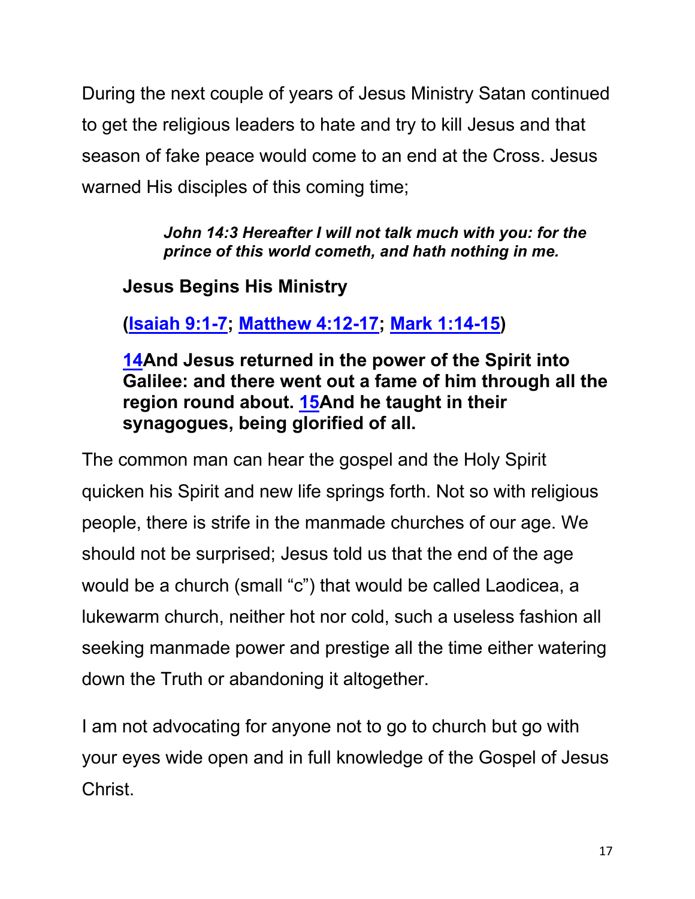During the next couple of years of Jesus Ministry Satan continued to get the religious leaders to hate and try to kill Jesus and that season of fake peace would come to an end at the Cross. Jesus warned His disciples of this coming time;

> ***John 14:3 Hereafter I will not talk much with you: for the prince of this world cometh, and hath nothing in me.***

**Jesus Begins His Ministry**

**([Isaiah 9:1-7](); [Matthew 4:12-17](); [Mark 1:14-15]())**

**[14]()And Jesus returned in the power of the Spirit into Galilee: and there went out a fame of him through all the region round about. [15]()And he taught in their synagogues, being glorified of all.**

The common man can hear the gospel and the Holy Spirit quicken his Spirit and new life springs forth. Not so with religious people, there is strife in the manmade churches of our age. We should not be surprised; Jesus told us that the end of the age would be a church (small "c") that would be called Laodicea, a lukewarm church, neither hot nor cold, such a useless fashion all seeking manmade power and prestige all the time either watering down the Truth or abandoning it altogether.

I am not advocating for anyone not to go to church but go with your eyes wide open and in full knowledge of the Gospel of Jesus Christ.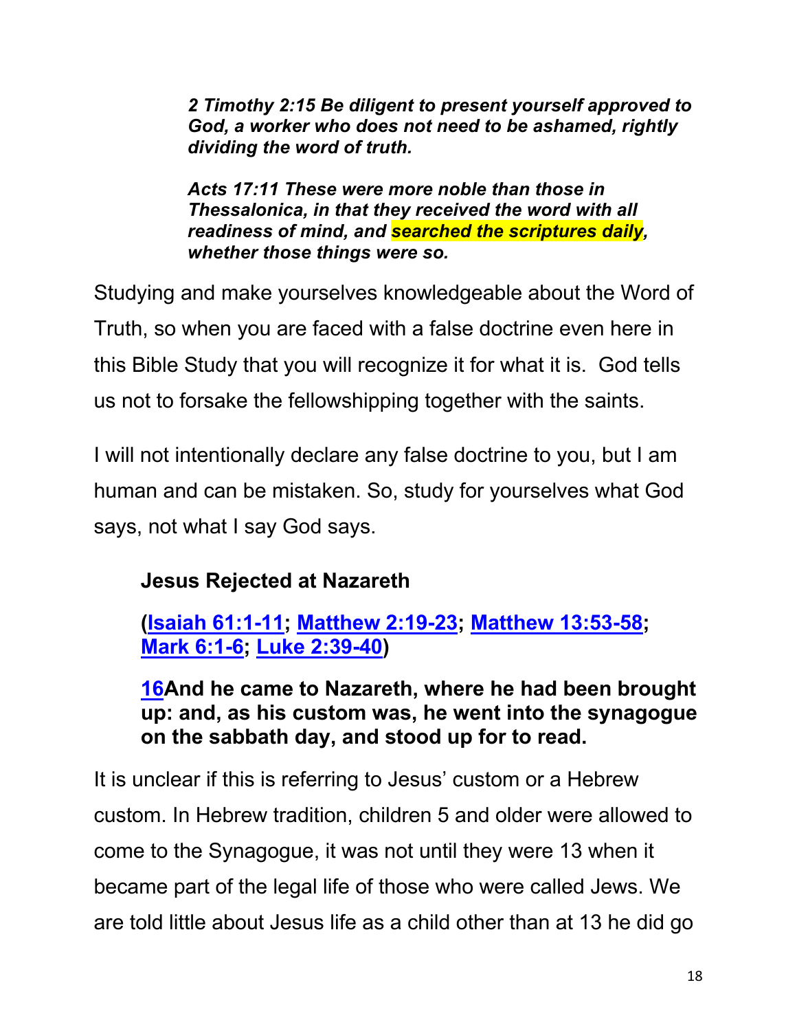***2 Timothy 2:15 Be diligent to present yourself approved to God, a worker who does not need to be ashamed, rightly dividing the word of truth.***

***Acts 17:11 These were more noble than those in Thessalonica, in that they received the word with all readiness of mind, and searched the scriptures daily, whether those things were so.***

Studying and make yourselves knowledgeable about the Word of Truth, so when you are faced with a false doctrine even here in this Bible Study that you will recognize it for what it is. God tells us not to forsake the fellowshipping together with the saints.

I will not intentionally declare any false doctrine to you, but I am human and can be mistaken. So, study for yourselves what God says, not what I say God says.

**Jesus Rejected at Nazareth**

**(Isaiah 61:1-11; Matthew 2:19-23; Matthew 13:53-58; Mark 6:1-6; Luke 2:39-40)**

**16And he came to Nazareth, where he had been brought up: and, as his custom was, he went into the synagogue on the sabbath day, and stood up for to read.**

It is unclear if this is referring to Jesus' custom or a Hebrew custom. In Hebrew tradition, children 5 and older were allowed to come to the Synagogue, it was not until they were 13 when it became part of the legal life of those who were called Jews. We are told little about Jesus life as a child other than at 13 he did go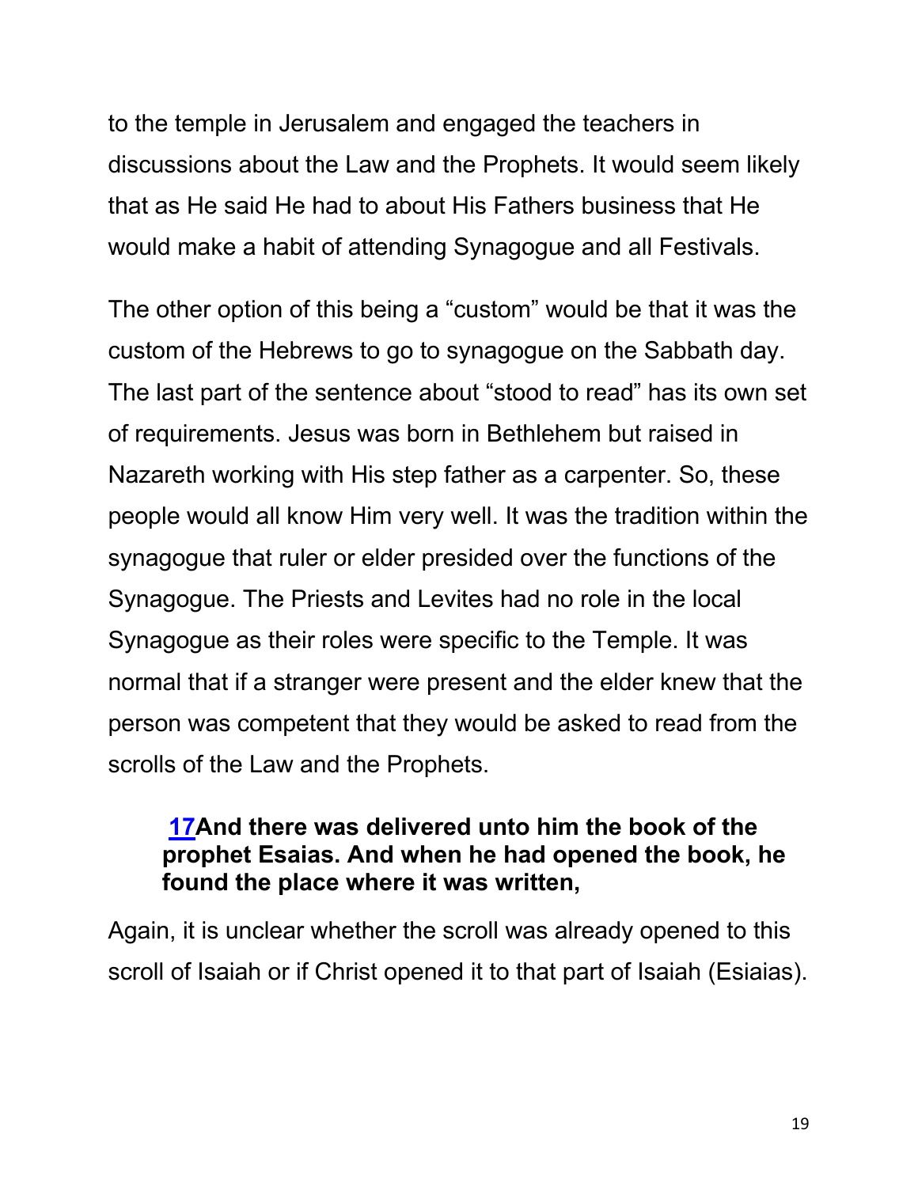to the temple in Jerusalem and engaged the teachers in discussions about the Law and the Prophets. It would seem likely that as He said He had to about His Fathers business that He would make a habit of attending Synagogue and all Festivals.

The other option of this being a "custom" would be that it was the custom of the Hebrews to go to synagogue on the Sabbath day. The last part of the sentence about "stood to read" has its own set of requirements. Jesus was born in Bethlehem but raised in Nazareth working with His step father as a carpenter. So, these people would all know Him very well. It was the tradition within the synagogue that ruler or elder presided over the functions of the Synagogue. The Priests and Levites had no role in the local Synagogue as their roles were specific to the Temple. It was normal that if a stranger were present and the elder knew that the person was competent that they would be asked to read from the scrolls of the Law and the Prophets.

> **17And there was delivered unto him the book of the prophet Esaias. And when he had opened the book, he found the place where it was written,**

Again, it is unclear whether the scroll was already opened to this scroll of Isaiah or if Christ opened it to that part of Isaiah (Esiaias).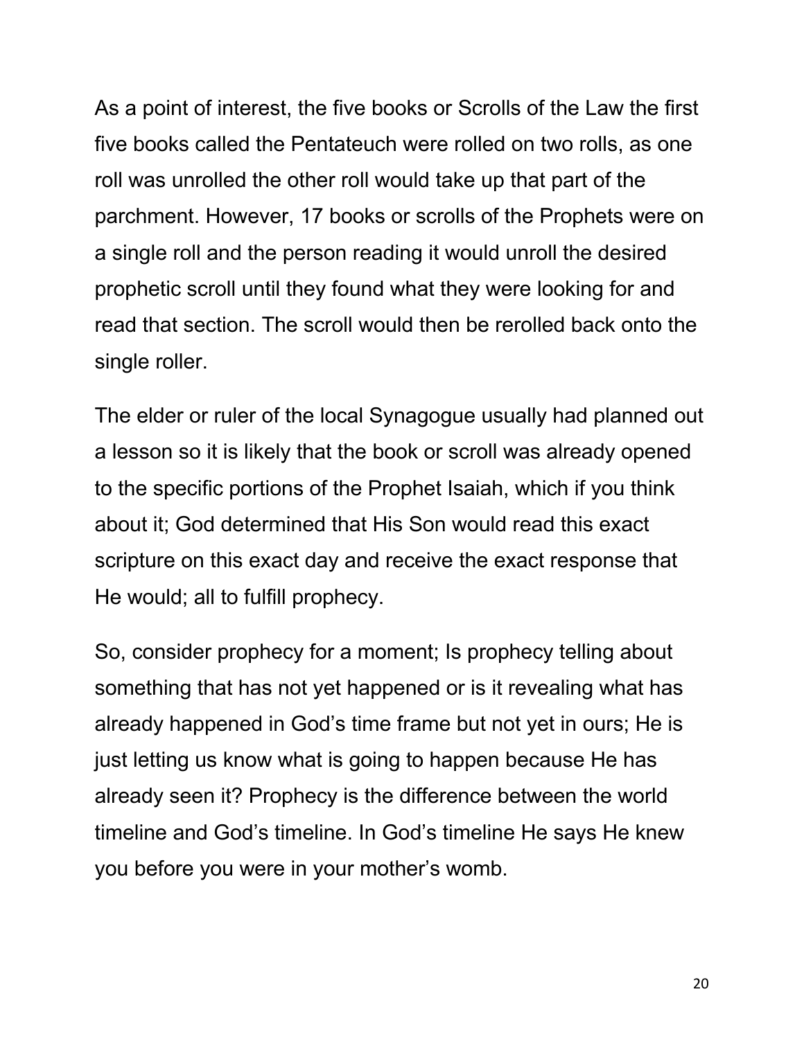As a point of interest, the five books or Scrolls of the Law the first five books called the Pentateuch were rolled on two rolls, as one roll was unrolled the other roll would take up that part of the parchment. However, 17 books or scrolls of the Prophets were on a single roll and the person reading it would unroll the desired prophetic scroll until they found what they were looking for and read that section. The scroll would then be rerolled back onto the single roller.

The elder or ruler of the local Synagogue usually had planned out a lesson so it is likely that the book or scroll was already opened to the specific portions of the Prophet Isaiah, which if you think about it; God determined that His Son would read this exact scripture on this exact day and receive the exact response that He would; all to fulfill prophecy.

So, consider prophecy for a moment; Is prophecy telling about something that has not yet happened or is it revealing what has already happened in God's time frame but not yet in ours; He is just letting us know what is going to happen because He has already seen it? Prophecy is the difference between the world timeline and God's timeline. In God's timeline He says He knew you before you were in your mother's womb.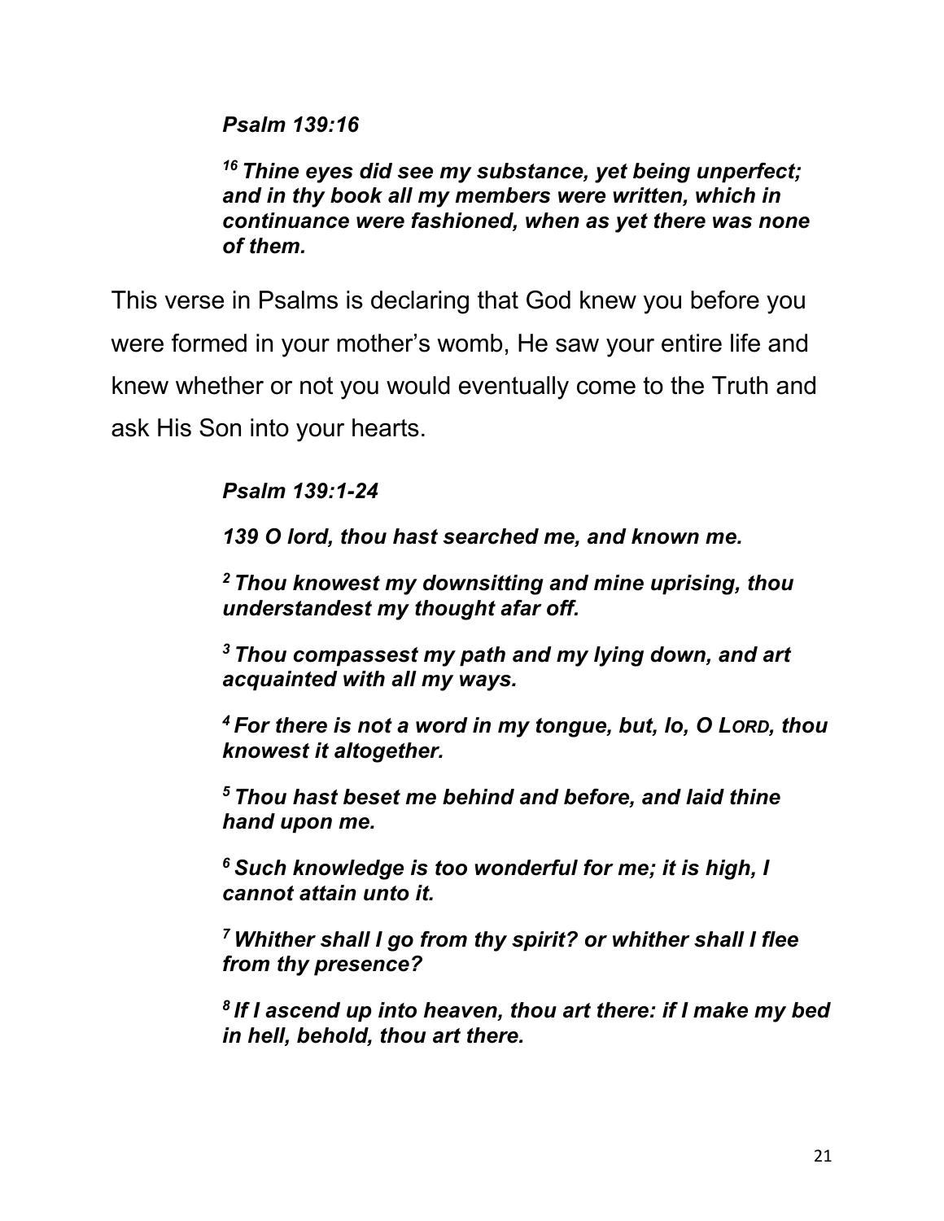***Psalm 139:16***

***[16] Thine eyes did see my substance, yet being unperfect; and in thy book all my members were written, which in continuance were fashioned, when as yet there was none of them.***

This verse in Psalms is declaring that God knew you before you were formed in your mother's womb, He saw your entire life and knew whether or not you would eventually come to the Truth and ask His Son into your hearts.

***Psalm 139:1-24***

***139 O lord, thou hast searched me, and known me.***

***[2] Thou knowest my downsitting and mine uprising, thou understandest my thought afar off.***

***[3] Thou compassest my path and my lying down, and art acquainted with all my ways.***

***[4] For there is not a word in my tongue, but, lo, O LORD, thou knowest it altogether.***

***[5] Thou hast beset me behind and before, and laid thine hand upon me.***

***[6] Such knowledge is too wonderful for me; it is high, I cannot attain unto it.***

***[7] Whither shall I go from thy spirit? or whither shall I flee from thy presence?***

***[8] If I ascend up into heaven, thou art there: if I make my bed in hell, behold, thou art there.***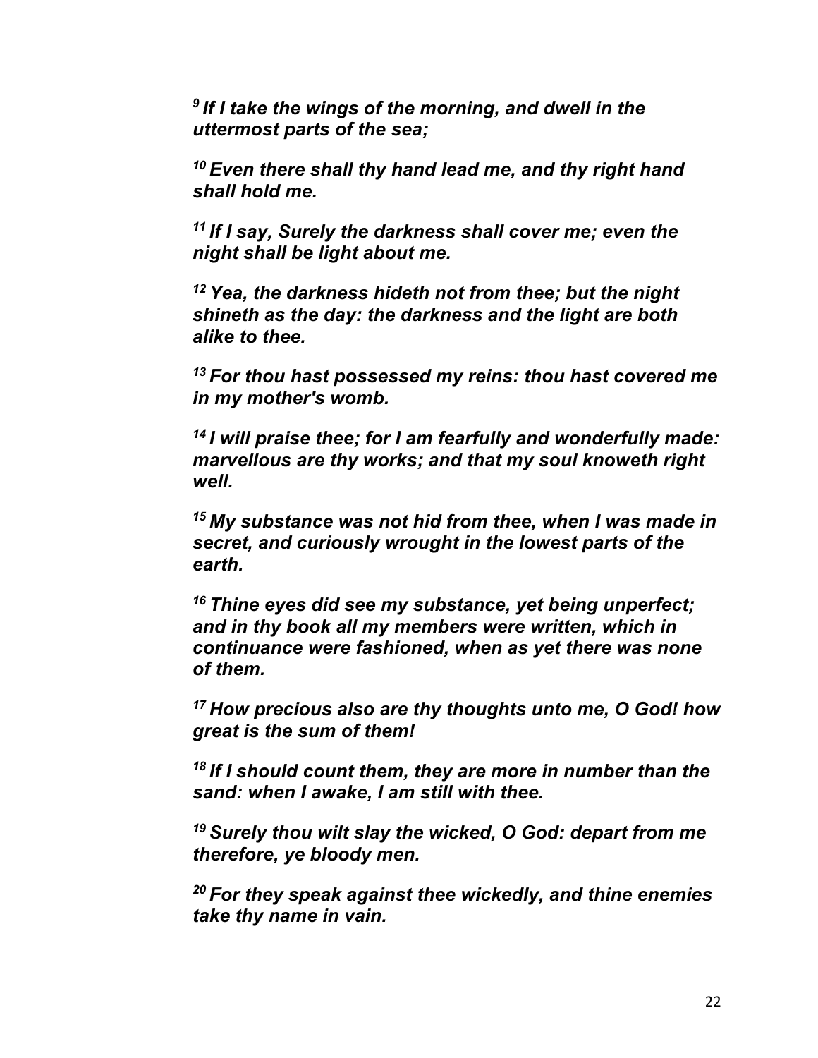*[9] If I take the wings of the morning, and dwell in the uttermost parts of the sea;*

*[10] Even there shall thy hand lead me, and thy right hand shall hold me.*

*[11] If I say, Surely the darkness shall cover me; even the night shall be light about me.*

*[12] Yea, the darkness hideth not from thee; but the night shineth as the day: the darkness and the light are both alike to thee.*

*[13] For thou hast possessed my reins: thou hast covered me in my mother's womb.*

*[14] I will praise thee; for I am fearfully and wonderfully made: marvellous are thy works; and that my soul knoweth right well.*

*[15] My substance was not hid from thee, when I was made in secret, and curiously wrought in the lowest parts of the earth.*

*[16] Thine eyes did see my substance, yet being unperfect; and in thy book all my members were written, which in continuance were fashioned, when as yet there was none of them.*

*[17] How precious also are thy thoughts unto me, O God! how great is the sum of them!*

*[18] If I should count them, they are more in number than the sand: when I awake, I am still with thee.*

*[19] Surely thou wilt slay the wicked, O God: depart from me therefore, ye bloody men.*

*[20] For they speak against thee wickedly, and thine enemies take thy name in vain.*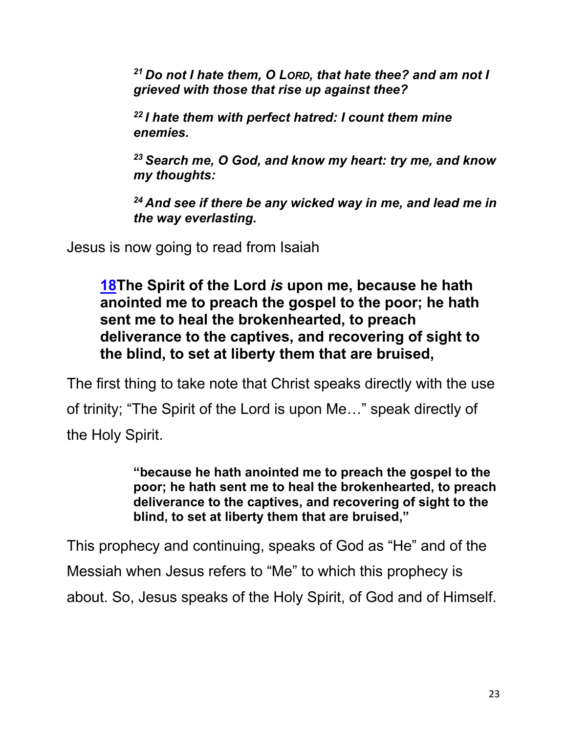*[21] Do not I hate them, O LORD, that hate thee? and am not I grieved with those that rise up against thee?*

*[22] I hate them with perfect hatred: I count them mine enemies.*

*[23] Search me, O God, and know my heart: try me, and know my thoughts:*

*[24] And see if there be any wicked way in me, and lead me in the way everlasting.*

Jesus is now going to read from Isaiah

> **18The Spirit of the Lord *is* upon me, because he hath anointed me to preach the gospel to the poor; he hath sent me to heal the brokenhearted, to preach deliverance to the captives, and recovering of sight to the blind, to set at liberty them that are bruised,**

The first thing to take note that Christ speaks directly with the use of trinity; "The Spirit of the Lord is upon Me…" speak directly of the Holy Spirit.

> **"because he hath anointed me to preach the gospel to the poor; he hath sent me to heal the brokenhearted, to preach deliverance to the captives, and recovering of sight to the blind, to set at liberty them that are bruised,"**

This prophecy and continuing, speaks of God as "He" and of the Messiah when Jesus refers to "Me" to which this prophecy is about. So, Jesus speaks of the Holy Spirit, of God and of Himself.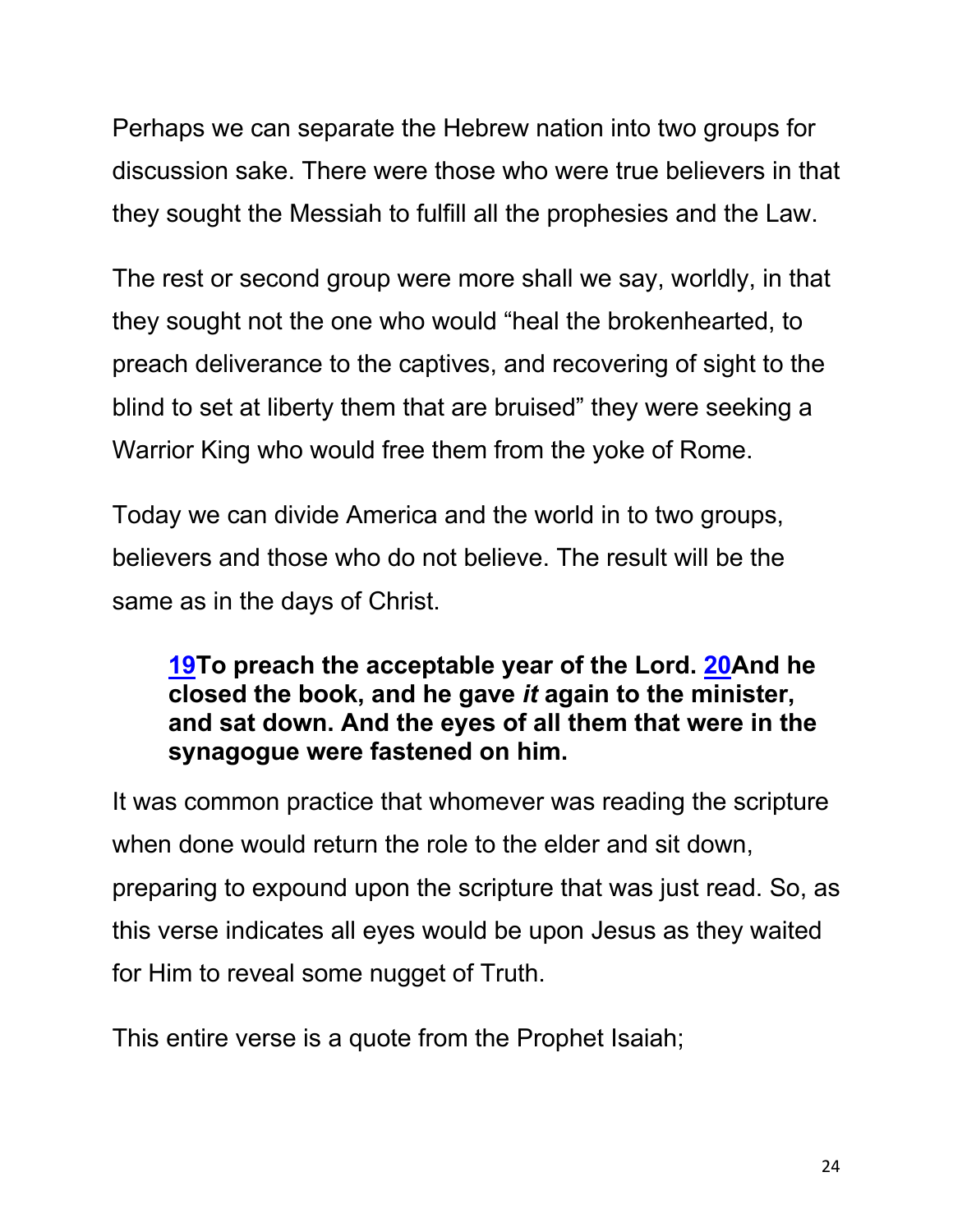Perhaps we can separate the Hebrew nation into two groups for discussion sake. There were those who were true believers in that they sought the Messiah to fulfill all the prophesies and the Law.

The rest or second group were more shall we say, worldly, in that they sought not the one who would "heal the brokenhearted, to preach deliverance to the captives, and recovering of sight to the blind to set at liberty them that are bruised" they were seeking a Warrior King who would free them from the yoke of Rome.

Today we can divide America and the world in to two groups, believers and those who do not believe. The result will be the same as in the days of Christ.

> **19To preach the acceptable year of the Lord. 20And he closed the book, and he gave *it* again to the minister, and sat down. And the eyes of all them that were in the synagogue were fastened on him.**

It was common practice that whomever was reading the scripture when done would return the role to the elder and sit down, preparing to expound upon the scripture that was just read. So, as this verse indicates all eyes would be upon Jesus as they waited for Him to reveal some nugget of Truth.

This entire verse is a quote from the Prophet Isaiah;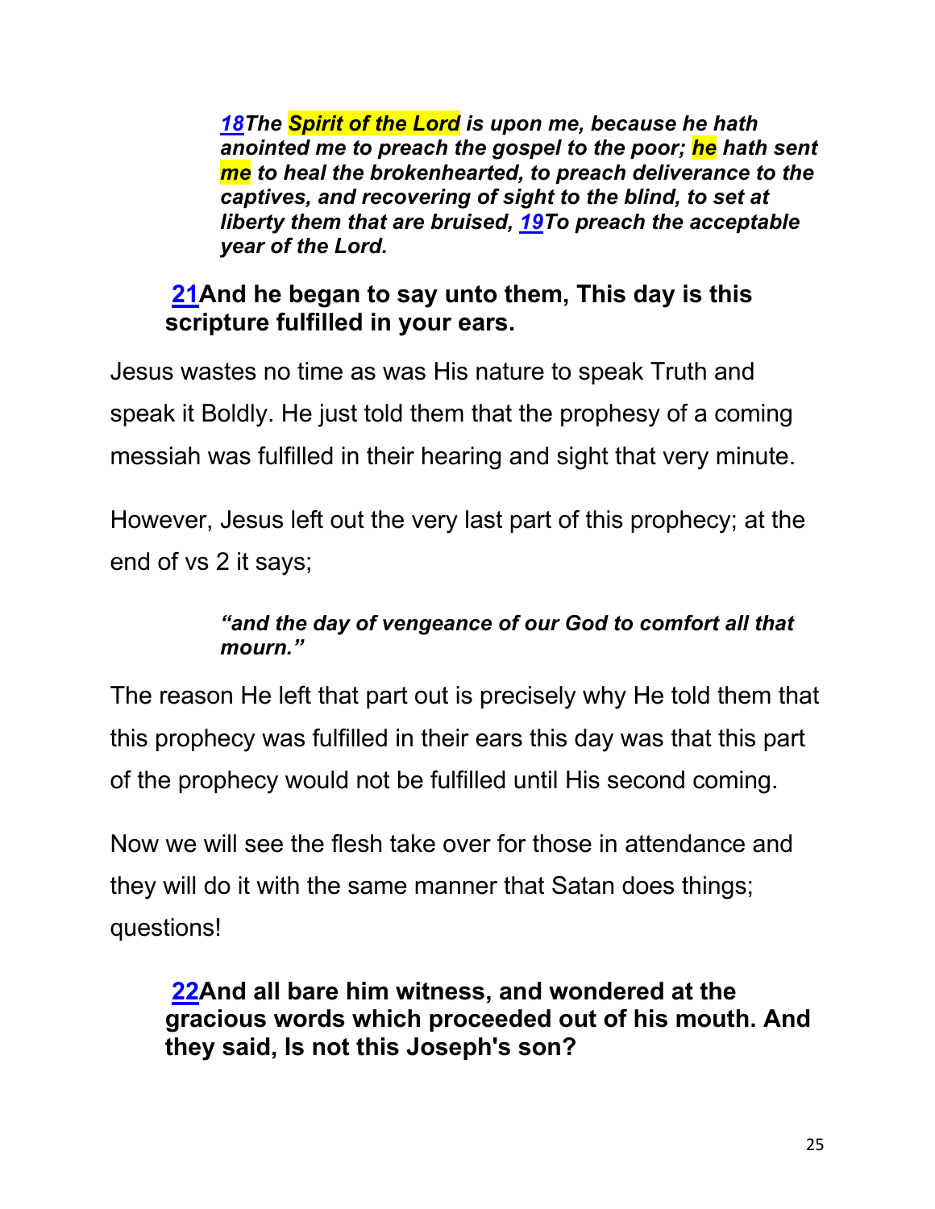*18The Spirit of the Lord is upon me, because he hath anointed me to preach the gospel to the poor; he hath sent me to heal the brokenhearted, to preach deliverance to the captives, and recovering of sight to the blind, to set at liberty them that are bruised, 19To preach the acceptable year of the Lord.*

**21And he began to say unto them, This day is this scripture fulfilled in your ears.**

Jesus wastes no time as was His nature to speak Truth and speak it Boldly. He just told them that the prophesy of a coming messiah was fulfilled in their hearing and sight that very minute.

However, Jesus left out the very last part of this prophecy; at the end of vs 2 it says;

> ***"and the day of vengeance of our God to comfort all that mourn."***

The reason He left that part out is precisely why He told them that this prophecy was fulfilled in their ears this day was that this part of the prophecy would not be fulfilled until His second coming.

Now we will see the flesh take over for those in attendance and they will do it with the same manner that Satan does things; questions!

**22And all bare him witness, and wondered at the gracious words which proceeded out of his mouth. And they said, Is not this Joseph's son?**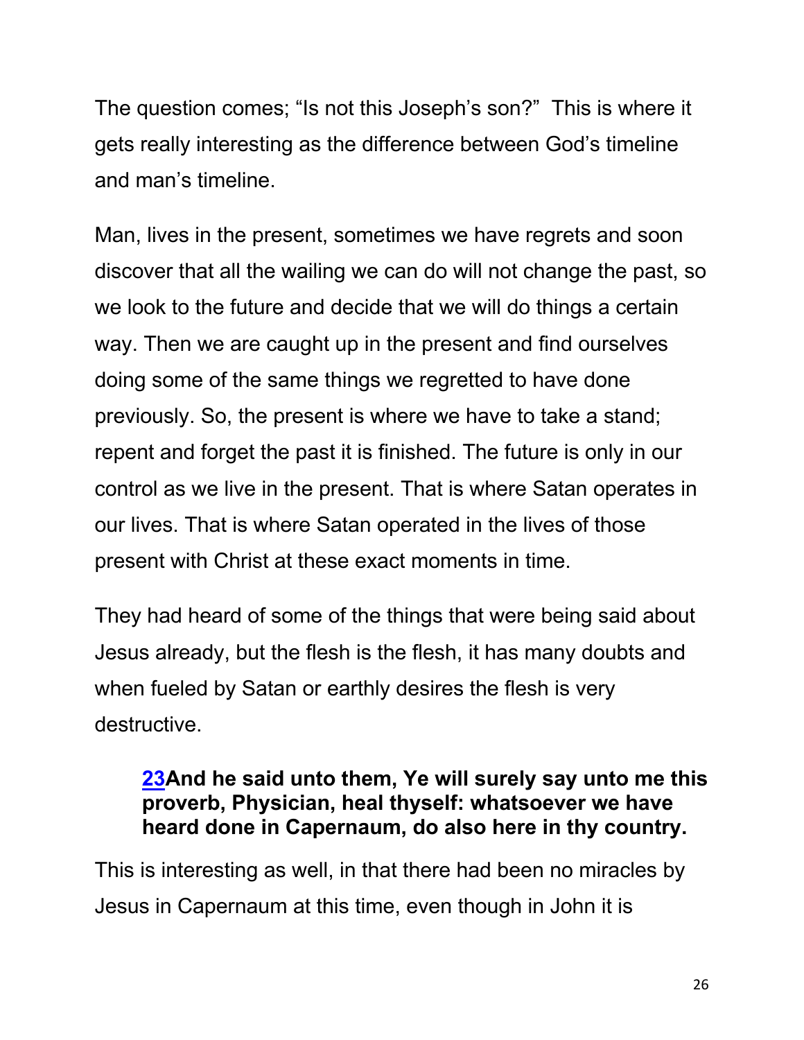The question comes; “Is not this Joseph’s son?” This is where it gets really interesting as the difference between God’s timeline and man’s timeline.

Man, lives in the present, sometimes we have regrets and soon discover that all the wailing we can do will not change the past, so we look to the future and decide that we will do things a certain way. Then we are caught up in the present and find ourselves doing some of the same things we regretted to have done previously. So, the present is where we have to take a stand; repent and forget the past it is finished. The future is only in our control as we live in the present. That is where Satan operates in our lives. That is where Satan operated in the lives of those present with Christ at these exact moments in time.

They had heard of some of the things that were being said about Jesus already, but the flesh is the flesh, it has many doubts and when fueled by Satan or earthly desires the flesh is very destructive.

> **23And he said unto them, Ye will surely say unto me this proverb, Physician, heal thyself: whatsoever we have heard done in Capernaum, do also here in thy country.**

This is interesting as well, in that there had been no miracles by Jesus in Capernaum at this time, even though in John it is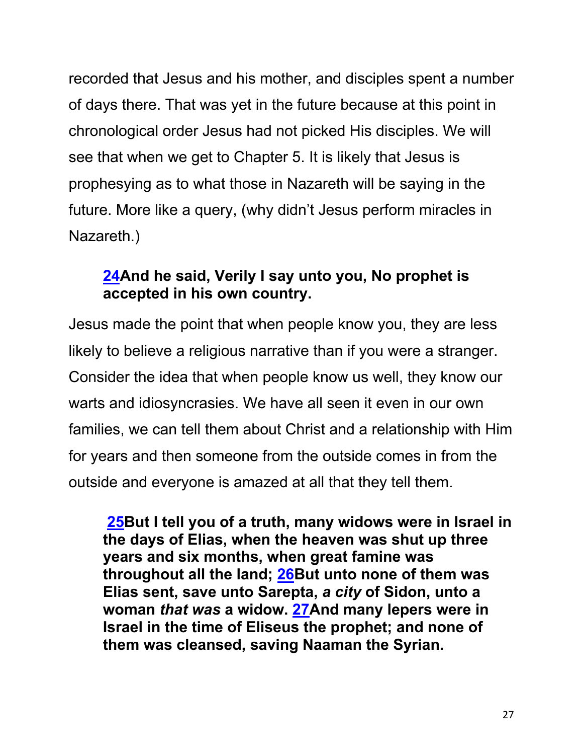recorded that Jesus and his mother, and disciples spent a number of days there. That was yet in the future because at this point in chronological order Jesus had not picked His disciples. We will see that when we get to Chapter 5. It is likely that Jesus is prophesying as to what those in Nazareth will be saying in the future. More like a query, (why didn't Jesus perform miracles in Nazareth.)

> **24And he said, Verily I say unto you, No prophet is accepted in his own country.**

Jesus made the point that when people know you, they are less likely to believe a religious narrative than if you were a stranger. Consider the idea that when people know us well, they know our warts and idiosyncrasies. We have all seen it even in our own families, we can tell them about Christ and a relationship with Him for years and then someone from the outside comes in from the outside and everyone is amazed at all that they tell them.

> **25But I tell you of a truth, many widows were in Israel in the days of Elias, when the heaven was shut up three years and six months, when great famine was throughout all the land; 26But unto none of them was Elias sent, save unto Sarepta, *a city* of Sidon, unto a woman *that was* a widow. 27And many lepers were in Israel in the time of Eliseus the prophet; and none of them was cleansed, saving Naaman the Syrian.**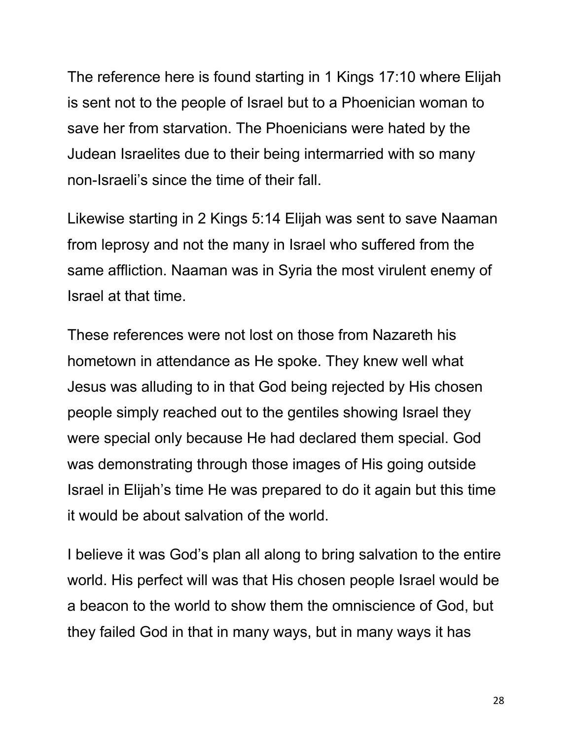The reference here is found starting in 1 Kings 17:10 where Elijah is sent not to the people of Israel but to a Phoenician woman to save her from starvation. The Phoenicians were hated by the Judean Israelites due to their being intermarried with so many non-Israeli's since the time of their fall.

Likewise starting in 2 Kings 5:14 Elijah was sent to save Naaman from leprosy and not the many in Israel who suffered from the same affliction. Naaman was in Syria the most virulent enemy of Israel at that time.

These references were not lost on those from Nazareth his hometown in attendance as He spoke. They knew well what Jesus was alluding to in that God being rejected by His chosen people simply reached out to the gentiles showing Israel they were special only because He had declared them special. God was demonstrating through those images of His going outside Israel in Elijah's time He was prepared to do it again but this time it would be about salvation of the world.

I believe it was God's plan all along to bring salvation to the entire world. His perfect will was that His chosen people Israel would be a beacon to the world to show them the omniscience of God, but they failed God in that in many ways, but in many ways it has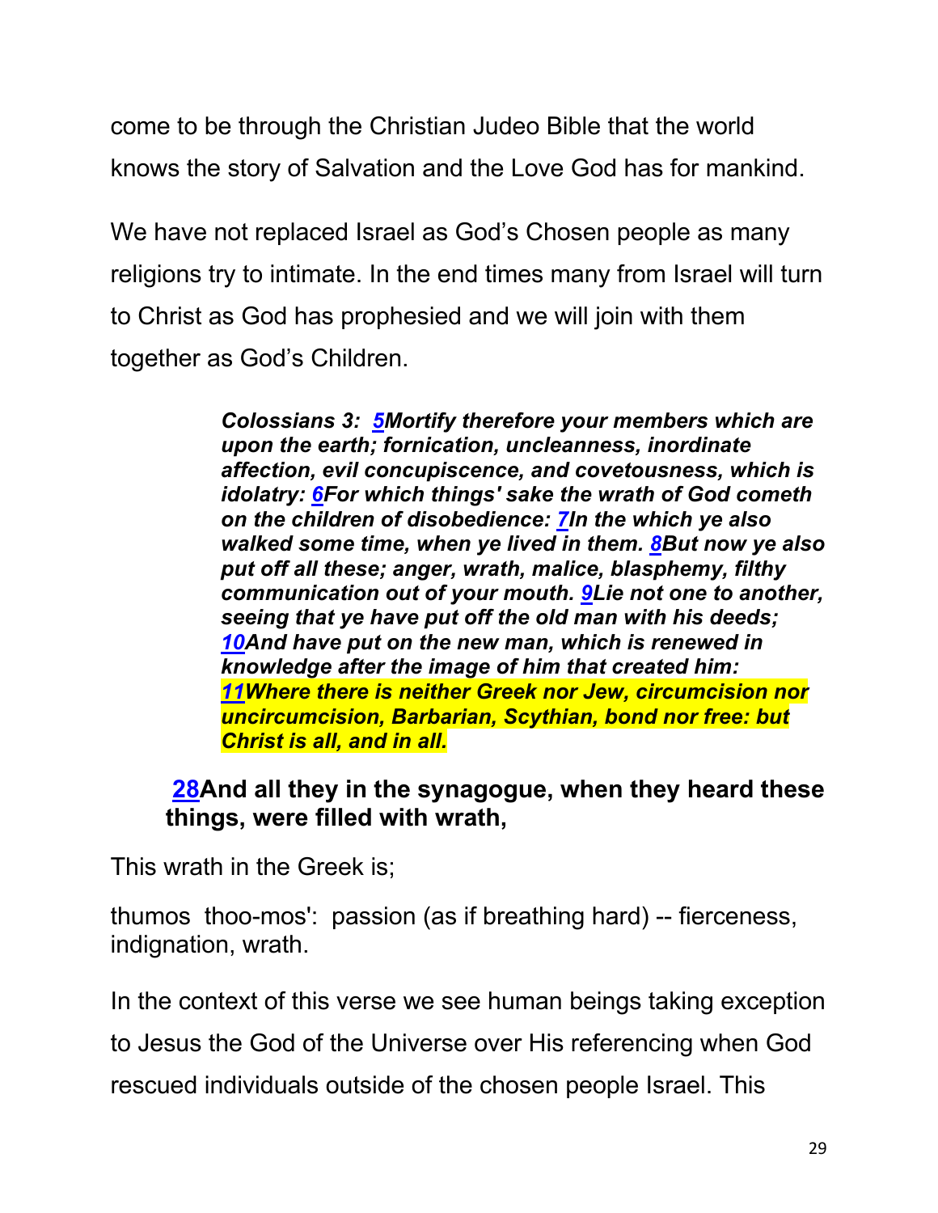come to be through the Christian Judeo Bible that the world knows the story of Salvation and the Love God has for mankind.

We have not replaced Israel as God's Chosen people as many religions try to intimate. In the end times many from Israel will turn to Christ as God has prophesied and we will join with them together as God's Children.

> ***Colossians 3: 5Mortify therefore your members which are upon the earth; fornication, uncleanness, inordinate affection, evil concupiscence, and covetousness, which is idolatry: 6For which things' sake the wrath of God cometh on the children of disobedience: 7In the which ye also walked some time, when ye lived in them. 8But now ye also put off all these; anger, wrath, malice, blasphemy, filthy communication out of your mouth. 9Lie not one to another, seeing that ye have put off the old man with his deeds; 10And have put on the new man, which is renewed in knowledge after the image of him that created him: 11Where there is neither Greek nor Jew, circumcision nor uncircumcision, Barbarian, Scythian, bond nor free: but Christ is all, and in all.***

> **28And all they in the synagogue, when they heard these things, were filled with wrath,**

This wrath in the Greek is;

thumos thoo-mos': passion (as if breathing hard) -- fierceness, indignation, wrath.

In the context of this verse we see human beings taking exception to Jesus the God of the Universe over His referencing when God rescued individuals outside of the chosen people Israel. This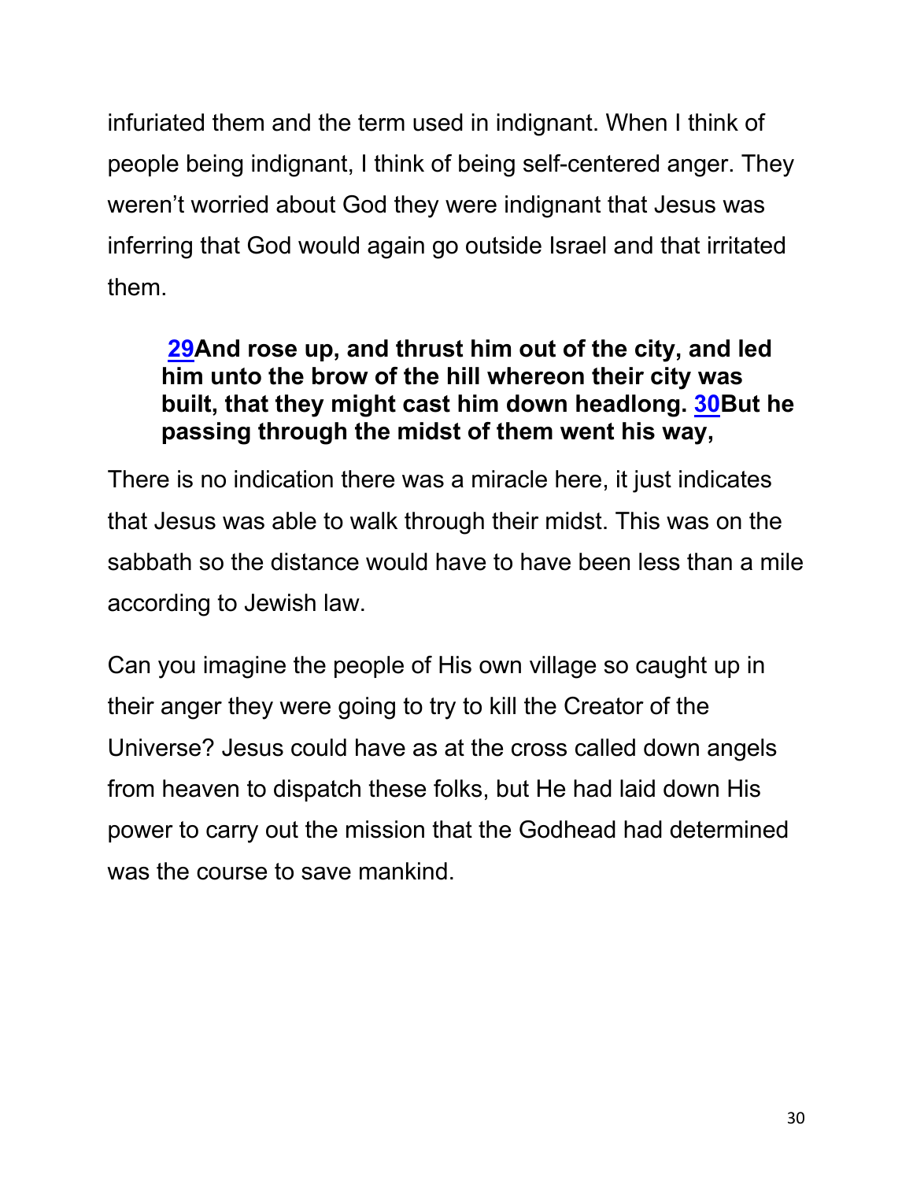infuriated them and the term used in indignant. When I think of people being indignant, I think of being self-centered anger. They weren't worried about God they were indignant that Jesus was inferring that God would again go outside Israel and that irritated them.

> **29And rose up, and thrust him out of the city, and led him unto the brow of the hill whereon their city was built, that they might cast him down headlong. 30But he passing through the midst of them went his way,**

There is no indication there was a miracle here, it just indicates that Jesus was able to walk through their midst. This was on the sabbath so the distance would have to have been less than a mile according to Jewish law.

Can you imagine the people of His own village so caught up in their anger they were going to try to kill the Creator of the Universe? Jesus could have as at the cross called down angels from heaven to dispatch these folks, but He had laid down His power to carry out the mission that the Godhead had determined was the course to save mankind.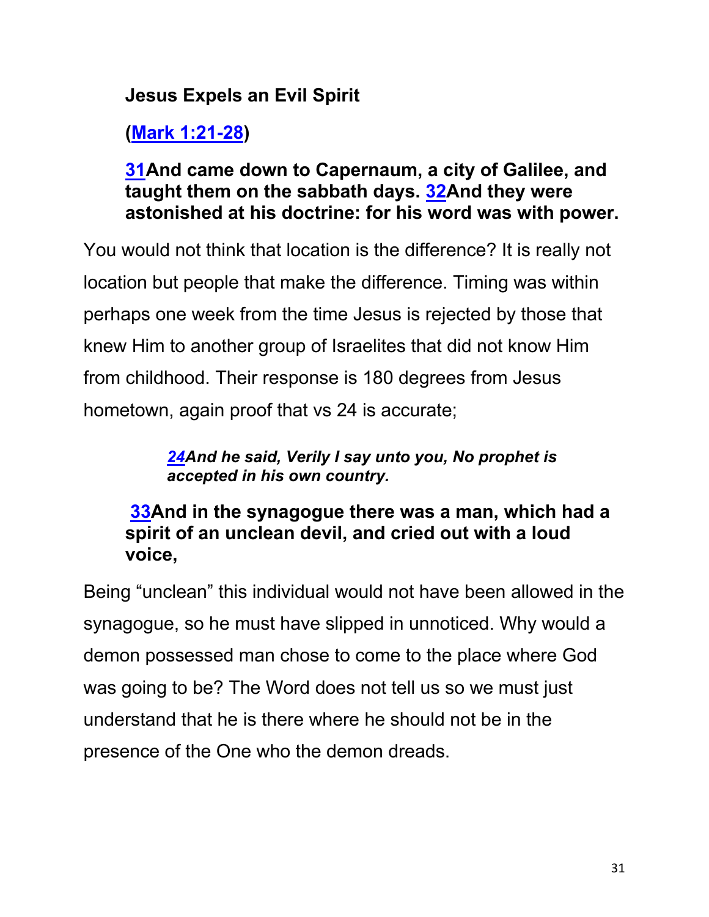**Jesus Expels an Evil Spirit**

**([Mark 1:21-28](#))**

**[31](#)And came down to Capernaum, a city of Galilee, and taught them on the sabbath days. [32](#)And they were astonished at his doctrine: for his word was with power.**

You would not think that location is the difference? It is really not location but people that make the difference. Timing was within perhaps one week from the time Jesus is rejected by those that knew Him to another group of Israelites that did not know Him from childhood. Their response is 180 degrees from Jesus hometown, again proof that vs 24 is accurate;

> ***[24](#)And he said, Verily I say unto you, No prophet is accepted in his own country.***

**[33](#)And in the synagogue there was a man, which had a spirit of an unclean devil, and cried out with a loud voice,**

Being "unclean" this individual would not have been allowed in the synagogue, so he must have slipped in unnoticed. Why would a demon possessed man chose to come to the place where God was going to be? The Word does not tell us so we must just understand that he is there where he should not be in the presence of the One who the demon dreads.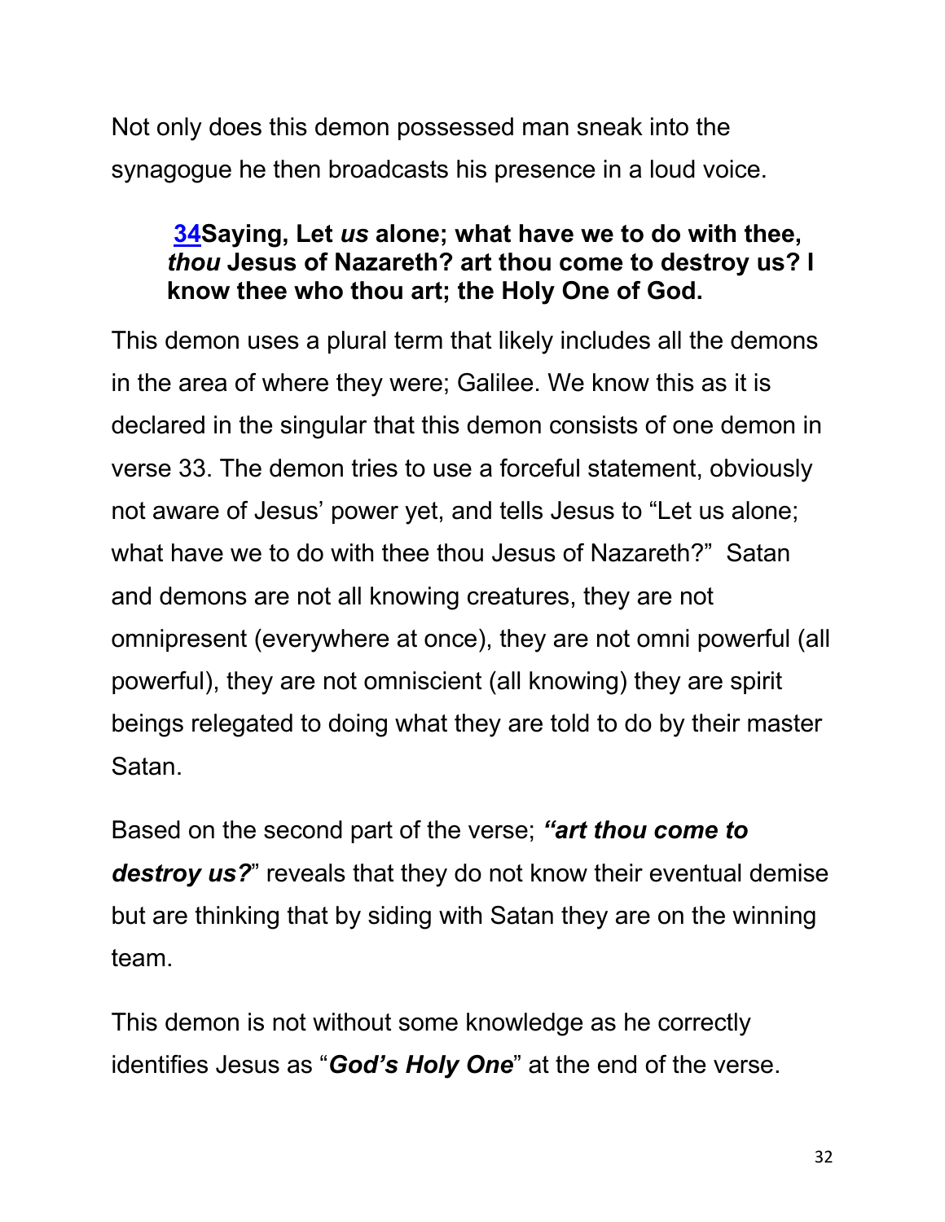Not only does this demon possessed man sneak into the synagogue he then broadcasts his presence in a loud voice.

> **34Saying, Let *us* alone; what have we to do with thee, *thou* Jesus of Nazareth? art thou come to destroy us? I know thee who thou art; the Holy One of God.**

This demon uses a plural term that likely includes all the demons in the area of where they were; Galilee. We know this as it is declared in the singular that this demon consists of one demon in verse 33. The demon tries to use a forceful statement, obviously not aware of Jesus' power yet, and tells Jesus to "Let us alone; what have we to do with thee thou Jesus of Nazareth?" Satan and demons are not all knowing creatures, they are not omnipresent (everywhere at once), they are not omni powerful (all powerful), they are not omniscient (all knowing) they are spirit beings relegated to doing what they are told to do by their master Satan.

Based on the second part of the verse; ***"art thou come to destroy us?***" reveals that they do not know their eventual demise but are thinking that by siding with Satan they are on the winning team.

This demon is not without some knowledge as he correctly identifies Jesus as "***God's Holy One***" at the end of the verse.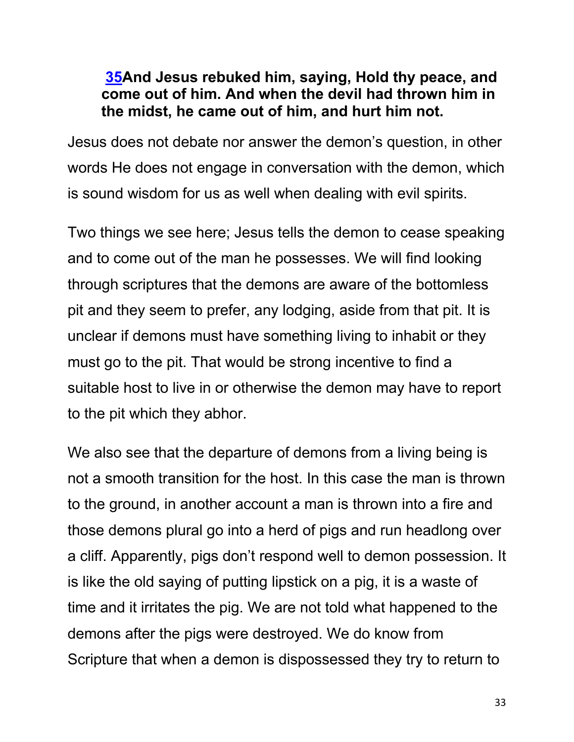**[35](#)And Jesus rebuked him, saying, Hold thy peace, and come out of him. And when the devil had thrown him in the midst, he came out of him, and hurt him not.**

Jesus does not debate nor answer the demon's question, in other words He does not engage in conversation with the demon, which is sound wisdom for us as well when dealing with evil spirits.

Two things we see here; Jesus tells the demon to cease speaking and to come out of the man he possesses. We will find looking through scriptures that the demons are aware of the bottomless pit and they seem to prefer, any lodging, aside from that pit. It is unclear if demons must have something living to inhabit or they must go to the pit. That would be strong incentive to find a suitable host to live in or otherwise the demon may have to report to the pit which they abhor.

We also see that the departure of demons from a living being is not a smooth transition for the host. In this case the man is thrown to the ground, in another account a man is thrown into a fire and those demons plural go into a herd of pigs and run headlong over a cliff. Apparently, pigs don't respond well to demon possession. It is like the old saying of putting lipstick on a pig, it is a waste of time and it irritates the pig. We are not told what happened to the demons after the pigs were destroyed. We do know from Scripture that when a demon is dispossessed they try to return to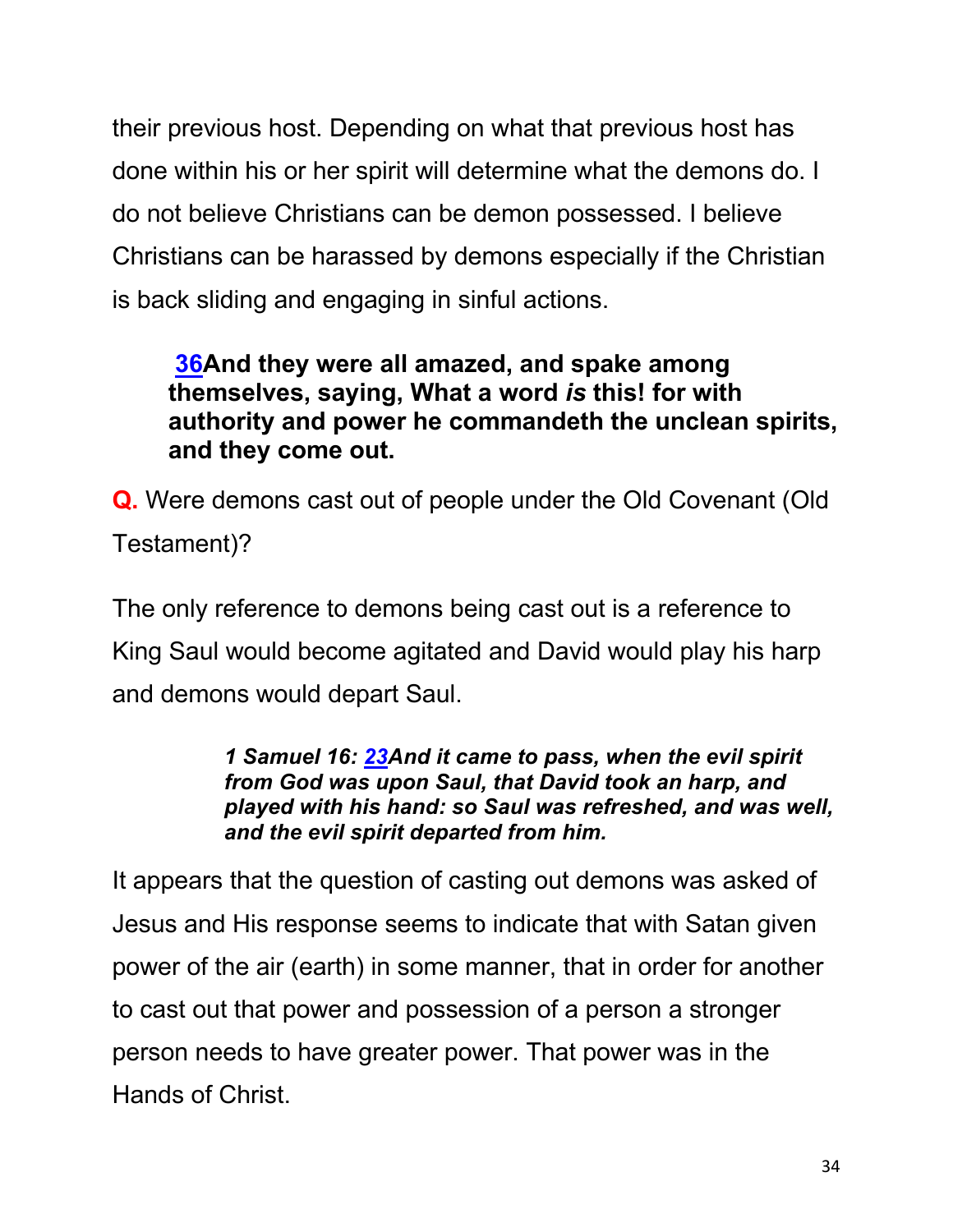their previous host. Depending on what that previous host has done within his or her spirit will determine what the demons do. I do not believe Christians can be demon possessed. I believe Christians can be harassed by demons especially if the Christian is back sliding and engaging in sinful actions.

> **36And they were all amazed, and spake among themselves, saying, What a word *is* this! for with authority and power he commandeth the unclean spirits, and they come out.**

**Q.** Were demons cast out of people under the Old Covenant (Old Testament)?

The only reference to demons being cast out is a reference to King Saul would become agitated and David would play his harp and demons would depart Saul.

> ***1 Samuel 16: 23And it came to pass, when the evil spirit from God was upon Saul, that David took an harp, and played with his hand: so Saul was refreshed, and was well, and the evil spirit departed from him.***

It appears that the question of casting out demons was asked of Jesus and His response seems to indicate that with Satan given power of the air (earth) in some manner, that in order for another to cast out that power and possession of a person a stronger person needs to have greater power. That power was in the Hands of Christ.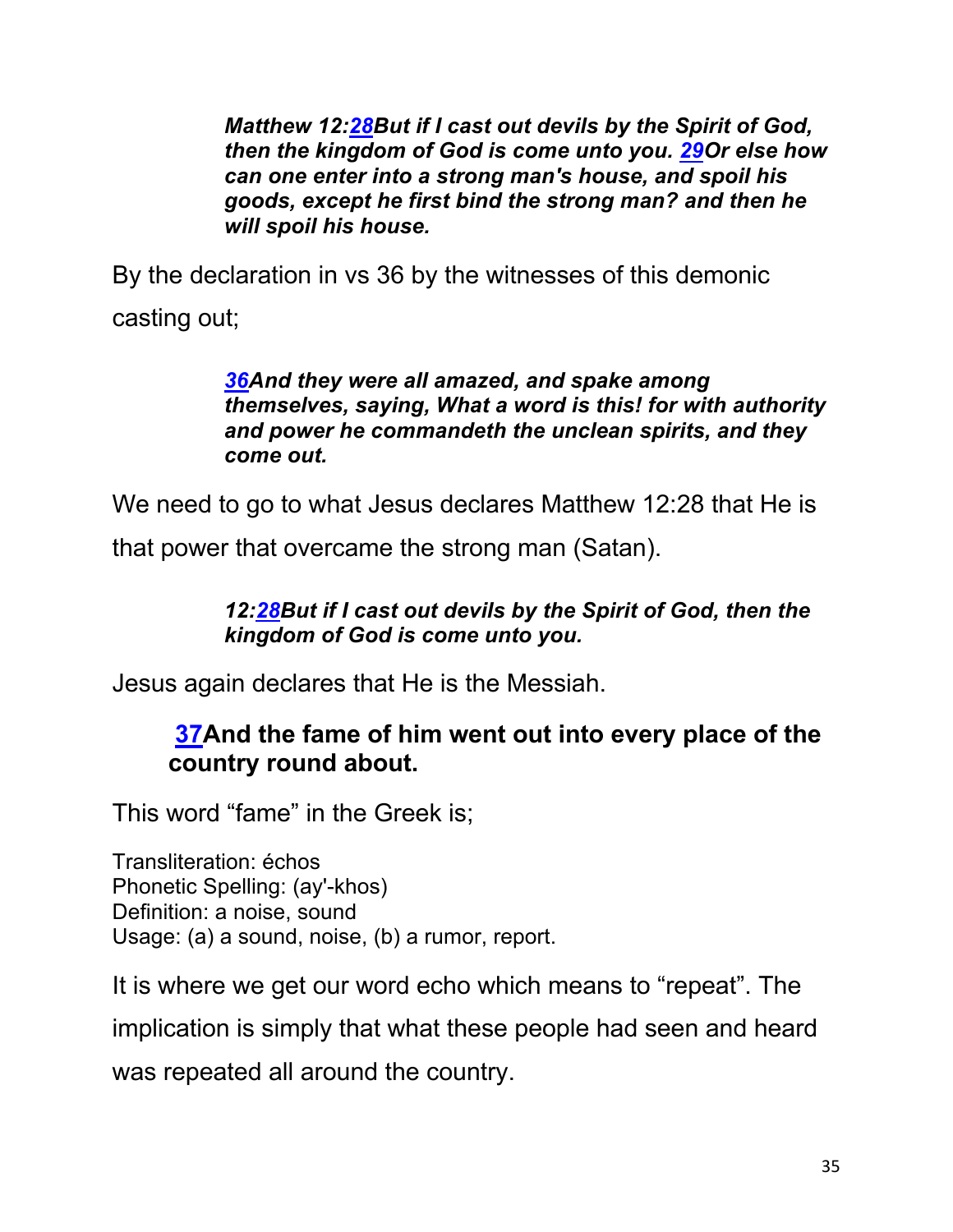> ***Matthew 12:28But if I cast out devils by the Spirit of God, then the kingdom of God is come unto you. 29Or else how can one enter into a strong man's house, and spoil his goods, except he first bind the strong man? and then he will spoil his house.***

By the declaration in vs 36 by the witnesses of this demonic casting out;

> ***36And they were all amazed, and spake among themselves, saying, What a word is this! for with authority and power he commandeth the unclean spirits, and they come out.***

We need to go to what Jesus declares Matthew 12:28 that He is that power that overcame the strong man (Satan).

> ***12:28But if I cast out devils by the Spirit of God, then the kingdom of God is come unto you.***

Jesus again declares that He is the Messiah.

> **37And the fame of him went out into every place of the country round about.**

This word "fame" in the Greek is;

Transliteration: échos
Phonetic Spelling: (ay'-khos)
Definition: a noise, sound
Usage: (a) a sound, noise, (b) a rumor, report.

It is where we get our word echo which means to "repeat". The implication is simply that what these people had seen and heard was repeated all around the country.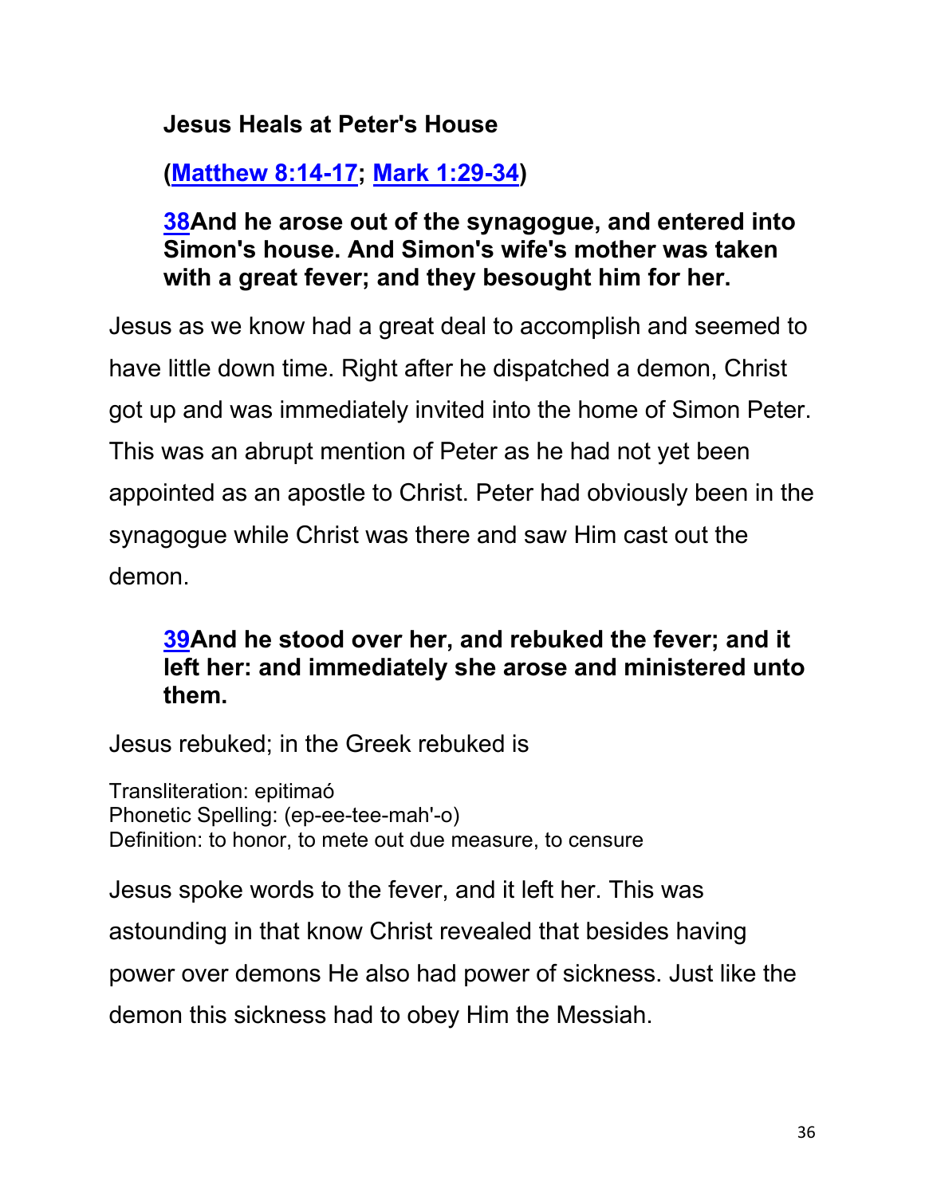**Jesus Heals at Peter's House**

**([Matthew 8:14-17](); [Mark 1:29-34]())**

> **[38]()And he arose out of the synagogue, and entered into Simon's house. And Simon's wife's mother was taken with a great fever; and they besought him for her.**

Jesus as we know had a great deal to accomplish and seemed to have little down time. Right after he dispatched a demon, Christ got up and was immediately invited into the home of Simon Peter. This was an abrupt mention of Peter as he had not yet been appointed as an apostle to Christ. Peter had obviously been in the synagogue while Christ was there and saw Him cast out the demon.

> **[39]()And he stood over her, and rebuked the fever; and it left her: and immediately she arose and ministered unto them.**

Jesus rebuked; in the Greek rebuked is

Transliteration: epitimaó
Phonetic Spelling: (ep-ee-tee-mah'-o)
Definition: to honor, to mete out due measure, to censure

Jesus spoke words to the fever, and it left her. This was astounding in that know Christ revealed that besides having power over demons He also had power of sickness. Just like the demon this sickness had to obey Him the Messiah.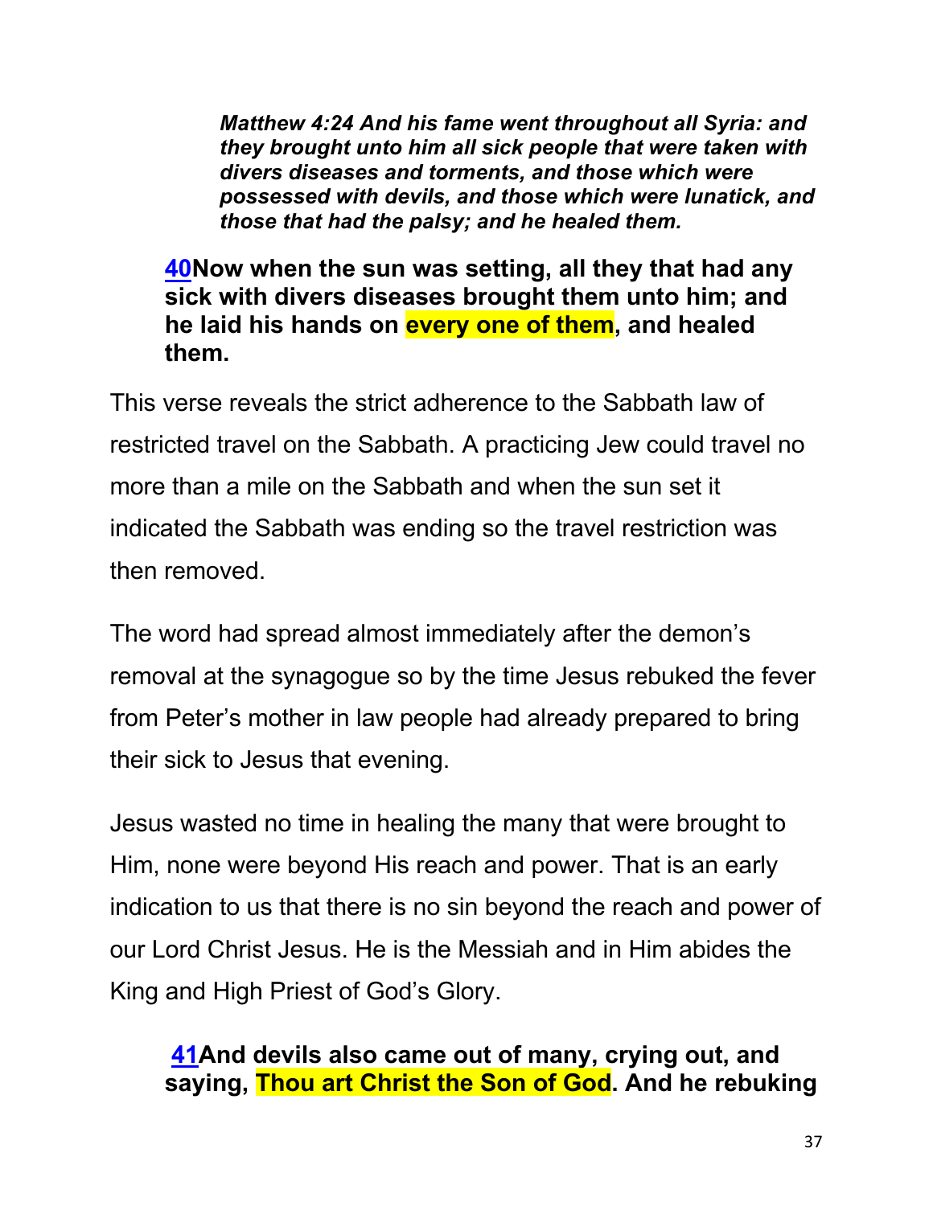***Matthew 4:24 And his fame went throughout all Syria: and they brought unto him all sick people that were taken with divers diseases and torments, and those which were possessed with devils, and those which were lunatick, and those that had the palsy; and he healed them.***

**40Now when the sun was setting, all they that had any sick with divers diseases brought them unto him; and he laid his hands on every one of them, and healed them.**

This verse reveals the strict adherence to the Sabbath law of restricted travel on the Sabbath. A practicing Jew could travel no more than a mile on the Sabbath and when the sun set it indicated the Sabbath was ending so the travel restriction was then removed.

The word had spread almost immediately after the demon's removal at the synagogue so by the time Jesus rebuked the fever from Peter's mother in law people had already prepared to bring their sick to Jesus that evening.

Jesus wasted no time in healing the many that were brought to Him, none were beyond His reach and power. That is an early indication to us that there is no sin beyond the reach and power of our Lord Christ Jesus. He is the Messiah and in Him abides the King and High Priest of God's Glory.

**41And devils also came out of many, crying out, and saying, Thou art Christ the Son of God. And he rebuking**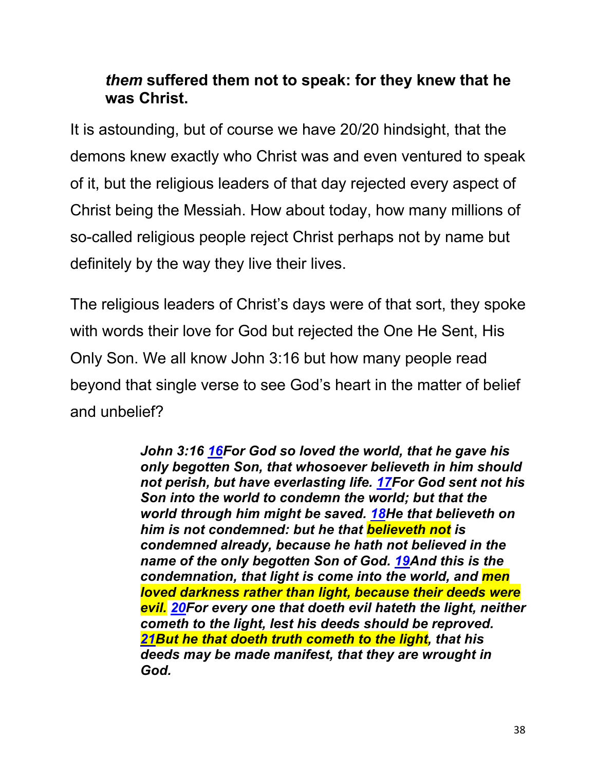***them* suffered them not to speak: for they knew that he was Christ.**

It is astounding, but of course we have 20/20 hindsight, that the demons knew exactly who Christ was and even ventured to speak of it, but the religious leaders of that day rejected every aspect of Christ being the Messiah. How about today, how many millions of so-called religious people reject Christ perhaps not by name but definitely by the way they live their lives.

The religious leaders of Christ's days were of that sort, they spoke with words their love for God but rejected the One He Sent, His Only Son. We all know John 3:16 but how many people read beyond that single verse to see God's heart in the matter of belief and unbelief?

> ***John 3:16 16For God so loved the world, that he gave his only begotten Son, that whosoever believeth in him should not perish, but have everlasting life. 17For God sent not his Son into the world to condemn the world; but that the world through him might be saved. 18He that believeth on him is not condemned: but he that believeth not is condemned already, because he hath not believed in the name of the only begotten Son of God. 19And this is the condemnation, that light is come into the world, and men loved darkness rather than light, because their deeds were evil. 20For every one that doeth evil hateth the light, neither cometh to the light, lest his deeds should be reproved. 21But he that doeth truth cometh to the light, that his deeds may be made manifest, that they are wrought in God.***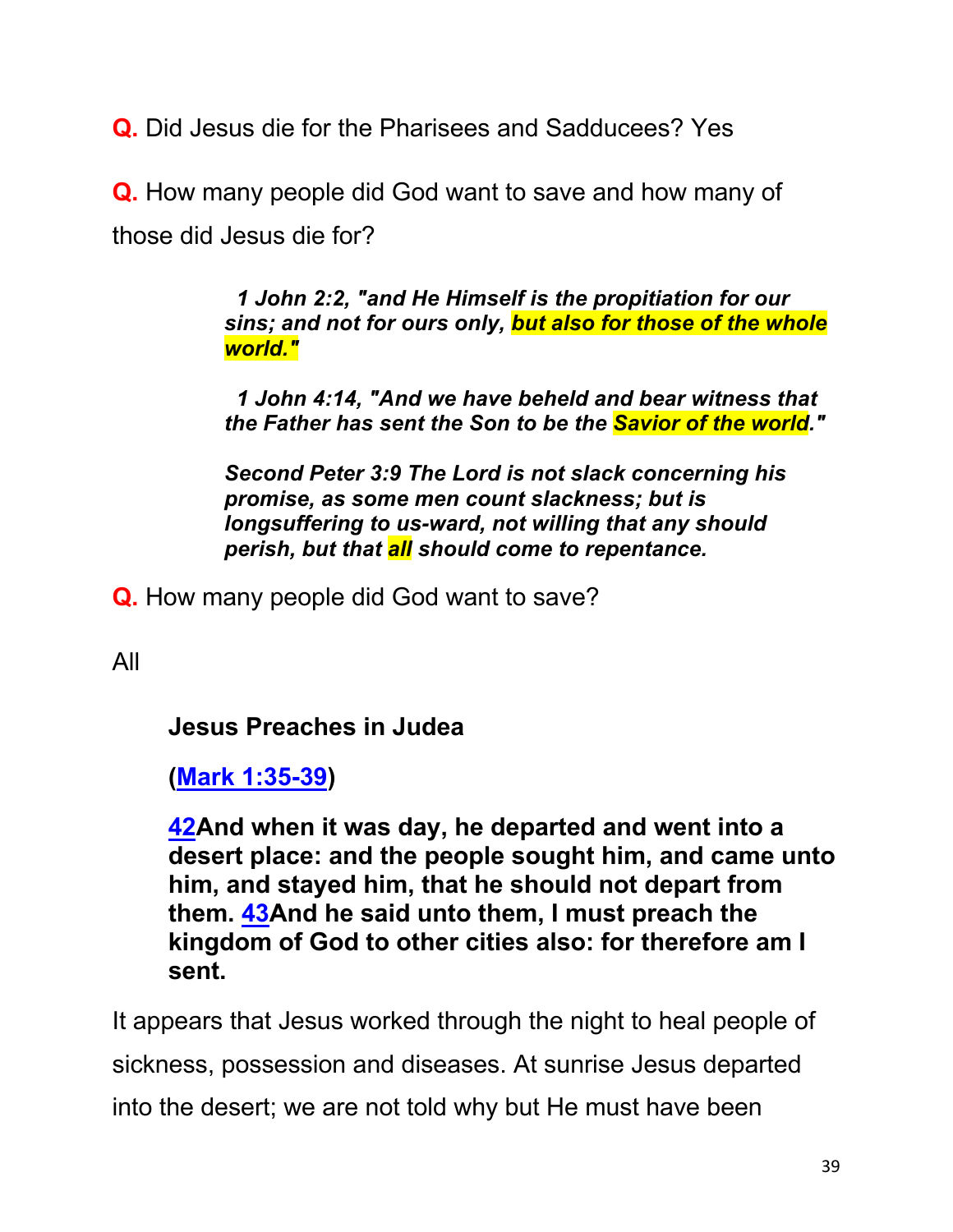**Q.** Did Jesus die for the Pharisees and Sadducees? Yes

**Q.** How many people did God want to save and how many of those did Jesus die for?

> ***1 John 2:2, "and He Himself is the propitiation for our sins; and not for ours only, but also for those of the whole world."***
>
> ***1 John 4:14, "And we have beheld and bear witness that the Father has sent the Son to be the Savior of the world."***
>
> ***Second Peter 3:9 The Lord is not slack concerning his promise, as some men count slackness; but is longsuffering to us-ward, not willing that any should perish, but that all should come to repentance.***

**Q.** How many people did God want to save?

All

**Jesus Preaches in Judea**

**(Mark 1:35-39)**

**42And when it was day, he departed and went into a desert place: and the people sought him, and came unto him, and stayed him, that he should not depart from them. 43And he said unto them, I must preach the kingdom of God to other cities also: for therefore am I sent.**

It appears that Jesus worked through the night to heal people of sickness, possession and diseases. At sunrise Jesus departed into the desert; we are not told why but He must have been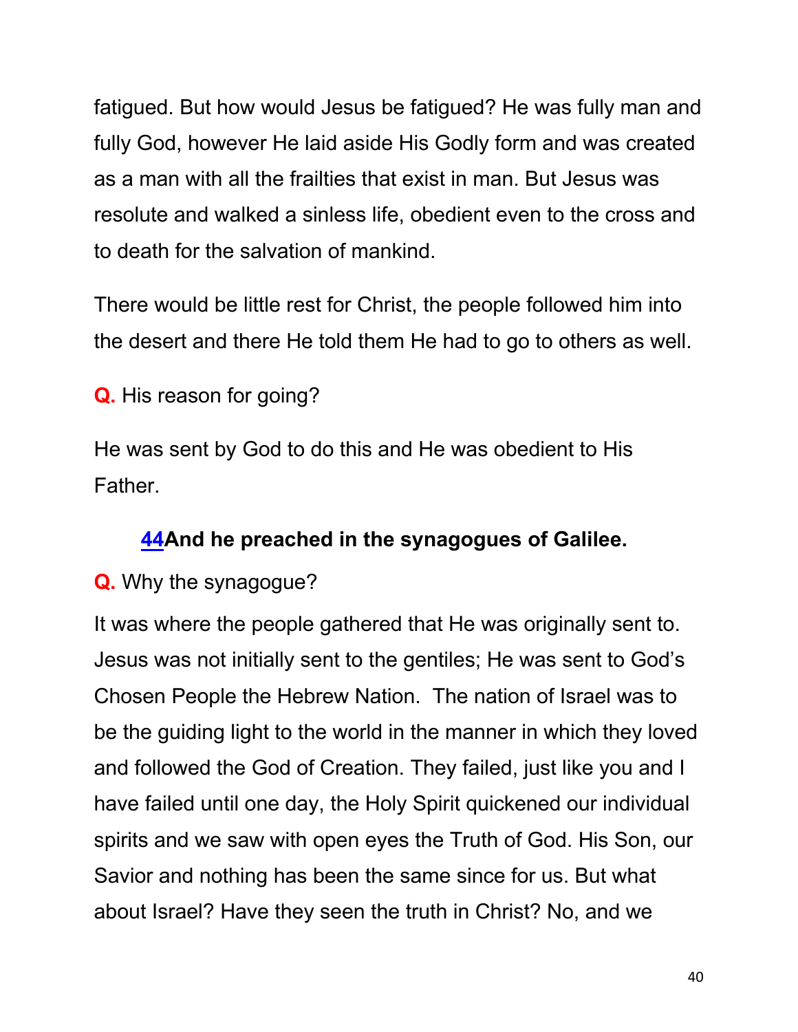fatigued. But how would Jesus be fatigued? He was fully man and fully God, however He laid aside His Godly form and was created as a man with all the frailties that exist in man. But Jesus was resolute and walked a sinless life, obedient even to the cross and to death for the salvation of mankind.

There would be little rest for Christ, the people followed him into the desert and there He told them He had to go to others as well.

**Q.** His reason for going?

He was sent by God to do this and He was obedient to His Father.

**44 And he preached in the synagogues of Galilee.**

**Q.** Why the synagogue?

It was where the people gathered that He was originally sent to. Jesus was not initially sent to the gentiles; He was sent to God's Chosen People the Hebrew Nation. The nation of Israel was to be the guiding light to the world in the manner in which they loved and followed the God of Creation. They failed, just like you and I have failed until one day, the Holy Spirit quickened our individual spirits and we saw with open eyes the Truth of God. His Son, our Savior and nothing has been the same since for us. But what about Israel? Have they seen the truth in Christ? No, and we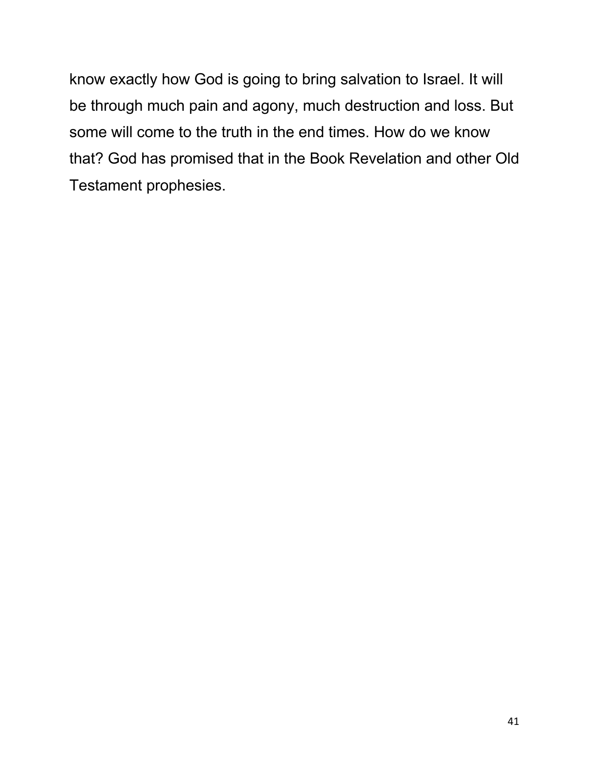know exactly how God is going to bring salvation to Israel. It will be through much pain and agony, much destruction and loss. But some will come to the truth in the end times. How do we know that? God has promised that in the Book Revelation and other Old Testament prophesies.